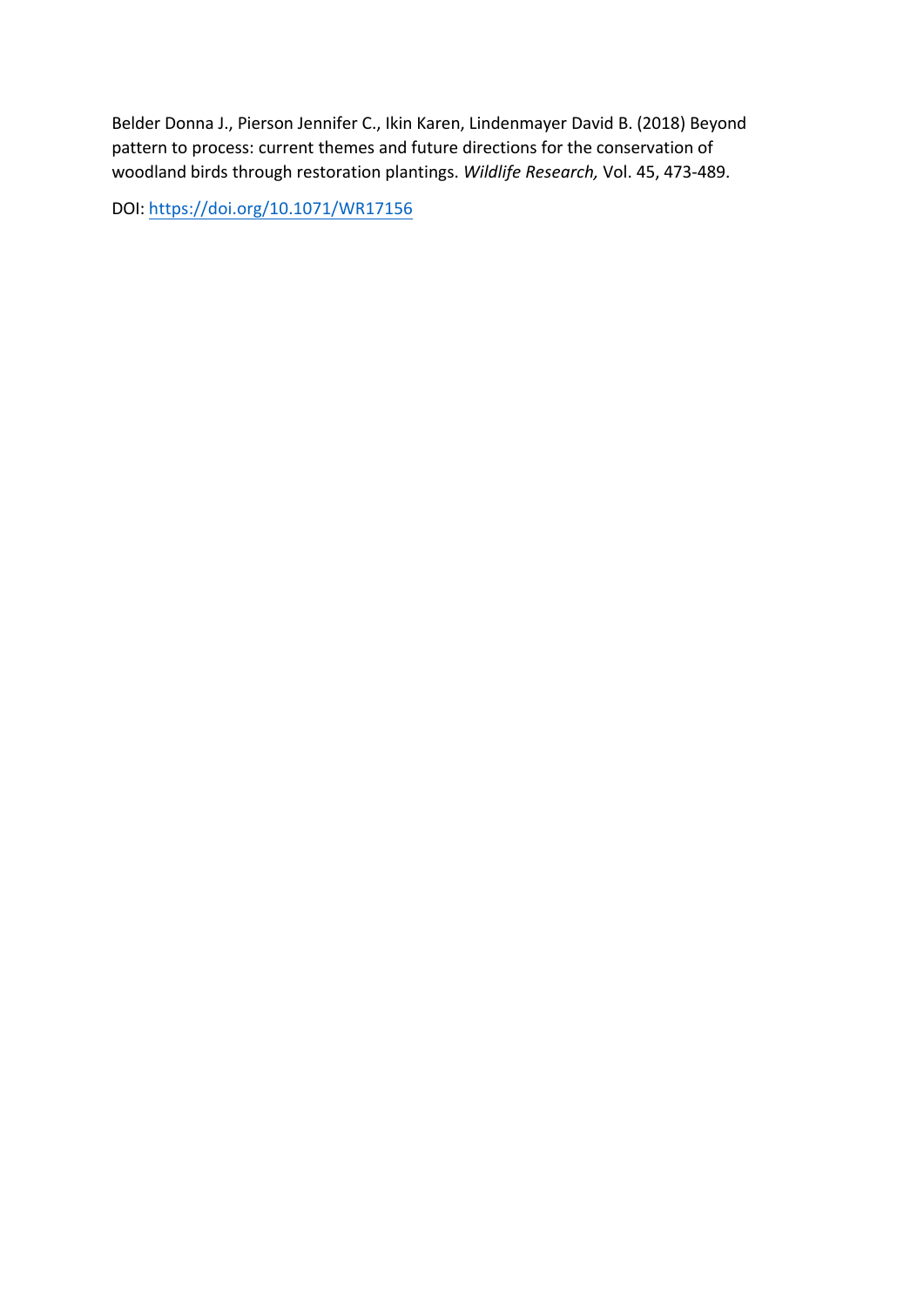Belder Donna J., Pierson Jennifer C., Ikin Karen, Lindenmayer David B. (2018) Beyond pattern to process: current themes and future directions for the conservation of woodland birds through restoration plantings. *Wildlife Research,* Vol. 45, 473-489.

DOI: https://doi.org/10.1071/WR17156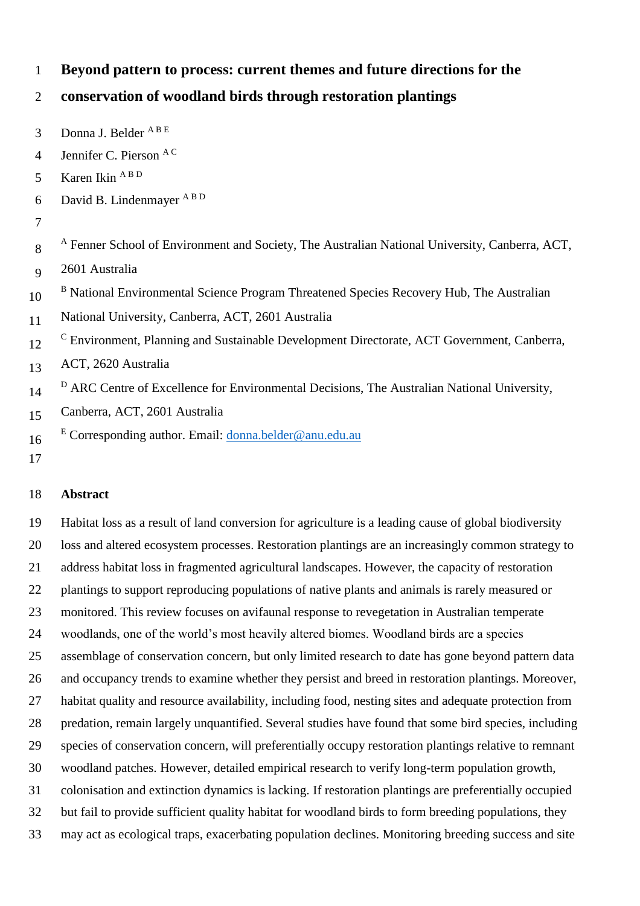# Beyond pattern to process: current themes and future directions for the conservation of woodland birds through restoration plantings

Donna J. Belder [A B E]

Jennifer C. Pierson [A C]

Karen Ikin [A B D]

David B. Lindenmayer [A B D]

[A] Fenner School of Environment and Society, The Australian National University, Canberra, ACT, 2601 Australia

[B] National Environmental Science Program Threatened Species Recovery Hub, The Australian National University, Canberra, ACT, 2601 Australia

[C] Environment, Planning and Sustainable Development Directorate, ACT Government, Canberra, ACT, 2620 Australia

[D] ARC Centre of Excellence for Environmental Decisions, The Australian National University, Canberra, ACT, 2601 Australia

[E] Corresponding author. Email: donna.belder@anu.edu.au

## Abstract

Habitat loss as a result of land conversion for agriculture is a leading cause of global biodiversity loss and altered ecosystem processes. Restoration plantings are an increasingly common strategy to address habitat loss in fragmented agricultural landscapes. However, the capacity of restoration plantings to support reproducing populations of native plants and animals is rarely measured or monitored. This review focuses on avifaunal response to revegetation in Australian temperate woodlands, one of the world's most heavily altered biomes. Woodland birds are a species assemblage of conservation concern, but only limited research to date has gone beyond pattern data and occupancy trends to examine whether they persist and breed in restoration plantings. Moreover, habitat quality and resource availability, including food, nesting sites and adequate protection from predation, remain largely unquantified. Several studies have found that some bird species, including species of conservation concern, will preferentially occupy restoration plantings relative to remnant woodland patches. However, detailed empirical research to verify long-term population growth, colonisation and extinction dynamics is lacking. If restoration plantings are preferentially occupied but fail to provide sufficient quality habitat for woodland birds to form breeding populations, they may act as ecological traps, exacerbating population declines. Monitoring breeding success and site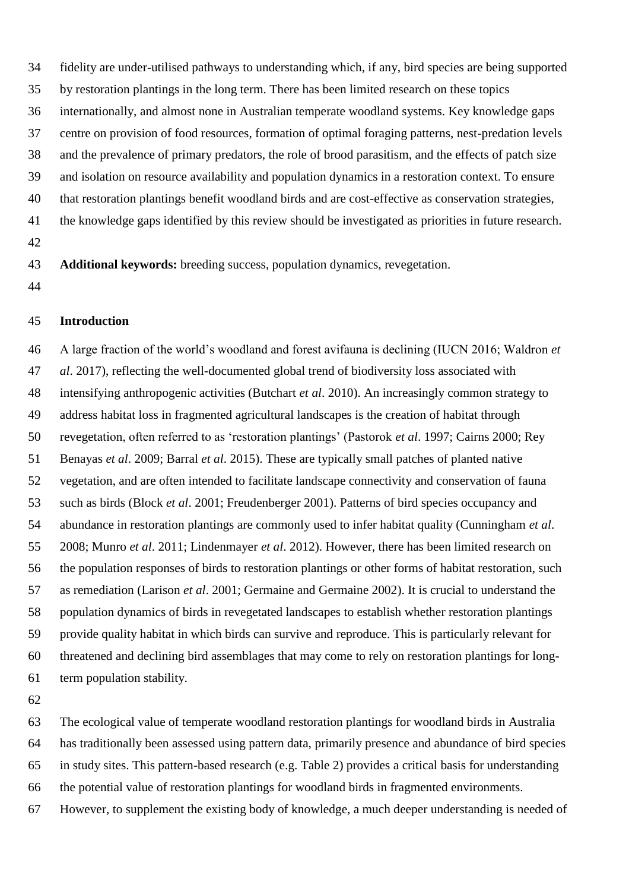fidelity are under-utilised pathways to understanding which, if any, bird species are being supported by restoration plantings in the long term. There has been limited research on these topics internationally, and almost none in Australian temperate woodland systems. Key knowledge gaps centre on provision of food resources, formation of optimal foraging patterns, nest-predation levels and the prevalence of primary predators, the role of brood parasitism, and the effects of patch size and isolation on resource availability and population dynamics in a restoration context. To ensure that restoration plantings benefit woodland birds and are cost-effective as conservation strategies, the knowledge gaps identified by this review should be investigated as priorities in future research.

**Additional keywords:** breeding success, population dynamics, revegetation.

## Introduction

A large fraction of the world's woodland and forest avifauna is declining (IUCN 2016; Waldron *et al*. 2017), reflecting the well-documented global trend of biodiversity loss associated with intensifying anthropogenic activities (Butchart *et al*. 2010). An increasingly common strategy to address habitat loss in fragmented agricultural landscapes is the creation of habitat through revegetation, often referred to as 'restoration plantings' (Pastorok *et al*. 1997; Cairns 2000; Rey Benayas *et al*. 2009; Barral *et al*. 2015). These are typically small patches of planted native vegetation, and are often intended to facilitate landscape connectivity and conservation of fauna such as birds (Block *et al*. 2001; Freudenberger 2001). Patterns of bird species occupancy and abundance in restoration plantings are commonly used to infer habitat quality (Cunningham *et al*. 2008; Munro *et al*. 2011; Lindenmayer *et al*. 2012). However, there has been limited research on the population responses of birds to restoration plantings or other forms of habitat restoration, such as remediation (Larison *et al*. 2001; Germaine and Germaine 2002). It is crucial to understand the population dynamics of birds in revegetated landscapes to establish whether restoration plantings provide quality habitat in which birds can survive and reproduce. This is particularly relevant for threatened and declining bird assemblages that may come to rely on restoration plantings for long-term population stability.

The ecological value of temperate woodland restoration plantings for woodland birds in Australia has traditionally been assessed using pattern data, primarily presence and abundance of bird species in study sites. This pattern-based research (e.g. Table 2) provides a critical basis for understanding the potential value of restoration plantings for woodland birds in fragmented environments. However, to supplement the existing body of knowledge, a much deeper understanding is needed of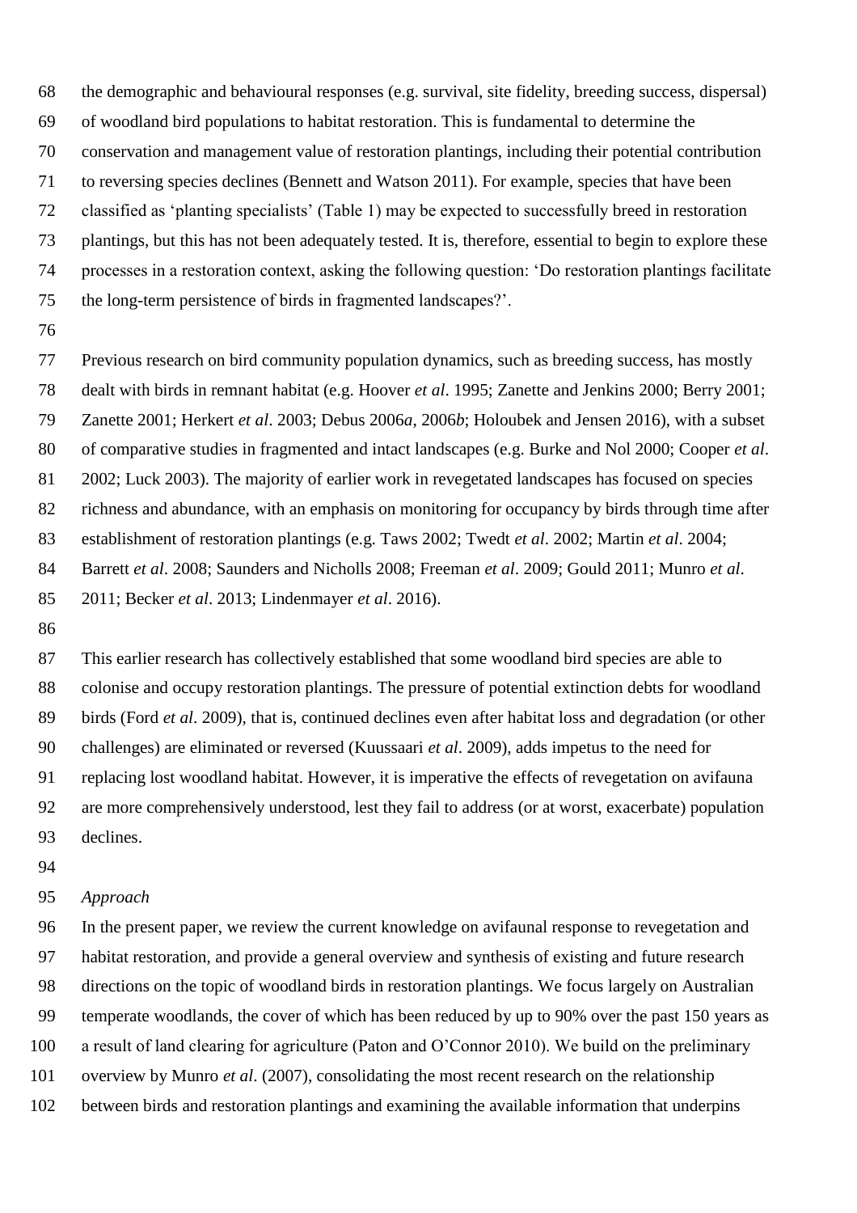the demographic and behavioural responses (e.g. survival, site fidelity, breeding success, dispersal) of woodland bird populations to habitat restoration. This is fundamental to determine the conservation and management value of restoration plantings, including their potential contribution to reversing species declines (Bennett and Watson 2011). For example, species that have been classified as 'planting specialists' (Table 1) may be expected to successfully breed in restoration plantings, but this has not been adequately tested. It is, therefore, essential to begin to explore these processes in a restoration context, asking the following question: 'Do restoration plantings facilitate the long-term persistence of birds in fragmented landscapes?'.

Previous research on bird community population dynamics, such as breeding success, has mostly dealt with birds in remnant habitat (e.g. Hoover *et al*. 1995; Zanette and Jenkins 2000; Berry 2001; Zanette 2001; Herkert *et al*. 2003; Debus 2006*a*, 2006*b*; Holoubek and Jensen 2016), with a subset of comparative studies in fragmented and intact landscapes (e.g. Burke and Nol 2000; Cooper *et al*. 2002; Luck 2003). The majority of earlier work in revegetated landscapes has focused on species richness and abundance, with an emphasis on monitoring for occupancy by birds through time after establishment of restoration plantings (e.g. Taws 2002; Twedt *et al*. 2002; Martin *et al*. 2004; Barrett *et al*. 2008; Saunders and Nicholls 2008; Freeman *et al*. 2009; Gould 2011; Munro *et al*. 2011; Becker *et al*. 2013; Lindenmayer *et al*. 2016).

This earlier research has collectively established that some woodland bird species are able to colonise and occupy restoration plantings. The pressure of potential extinction debts for woodland birds (Ford *et al*. 2009), that is, continued declines even after habitat loss and degradation (or other challenges) are eliminated or reversed (Kuussaari *et al*. 2009), adds impetus to the need for replacing lost woodland habitat. However, it is imperative the effects of revegetation on avifauna are more comprehensively understood, lest they fail to address (or at worst, exacerbate) population declines.

*Approach*

In the present paper, we review the current knowledge on avifaunal response to revegetation and habitat restoration, and provide a general overview and synthesis of existing and future research directions on the topic of woodland birds in restoration plantings. We focus largely on Australian temperate woodlands, the cover of which has been reduced by up to 90% over the past 150 years as a result of land clearing for agriculture (Paton and O'Connor 2010). We build on the preliminary overview by Munro *et al*. (2007), consolidating the most recent research on the relationship between birds and restoration plantings and examining the available information that underpins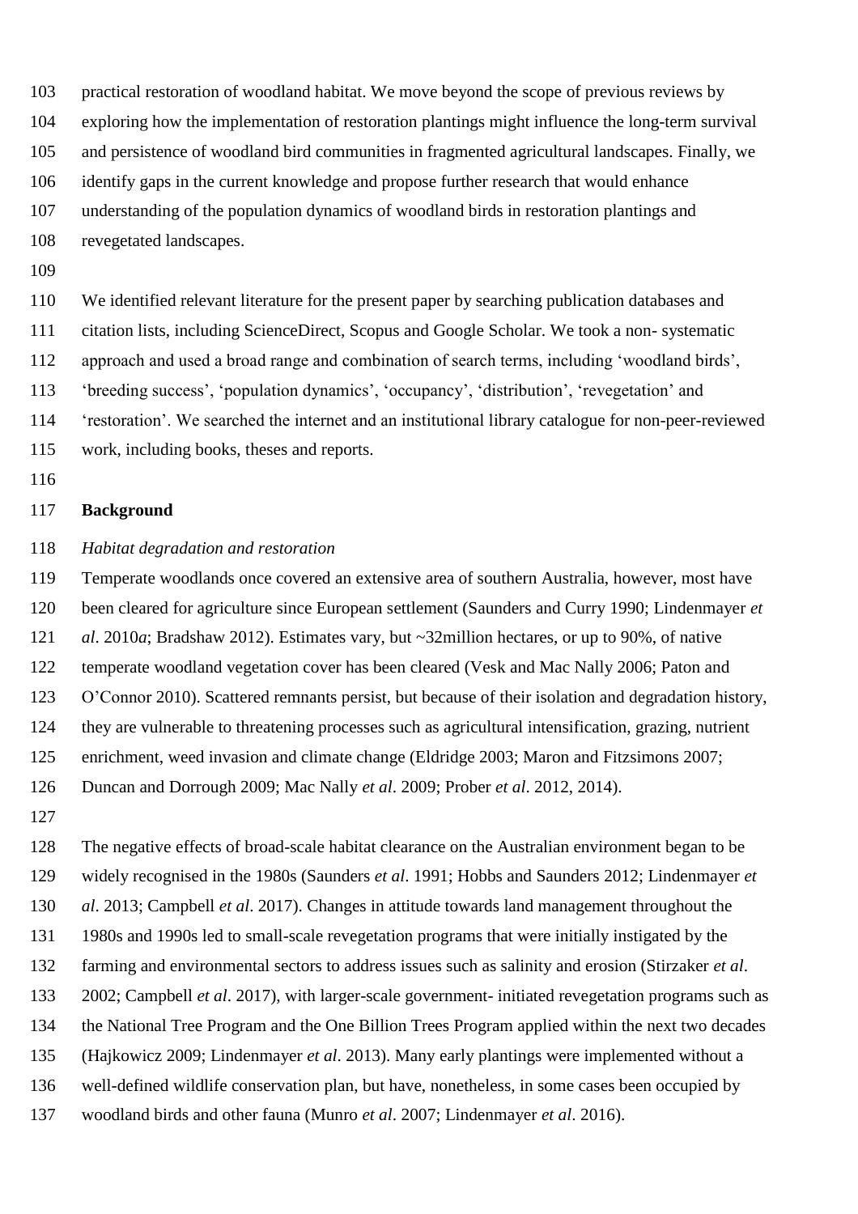practical restoration of woodland habitat. We move beyond the scope of previous reviews by exploring how the implementation of restoration plantings might influence the long-term survival and persistence of woodland bird communities in fragmented agricultural landscapes. Finally, we identify gaps in the current knowledge and propose further research that would enhance understanding of the population dynamics of woodland birds in restoration plantings and revegetated landscapes.

We identified relevant literature for the present paper by searching publication databases and citation lists, including ScienceDirect, Scopus and Google Scholar. We took a non- systematic approach and used a broad range and combination of search terms, including 'woodland birds', 'breeding success', 'population dynamics', 'occupancy', 'distribution', 'revegetation' and 'restoration'. We searched the internet and an institutional library catalogue for non-peer-reviewed work, including books, theses and reports.

## Background

### *Habitat degradation and restoration*

Temperate woodlands once covered an extensive area of southern Australia, however, most have been cleared for agriculture since European settlement (Saunders and Curry 1990; Lindenmayer *et al*. 2010*a*; Bradshaw 2012). Estimates vary, but ~32million hectares, or up to 90%, of native temperate woodland vegetation cover has been cleared (Vesk and Mac Nally 2006; Paton and O'Connor 2010). Scattered remnants persist, but because of their isolation and degradation history, they are vulnerable to threatening processes such as agricultural intensification, grazing, nutrient enrichment, weed invasion and climate change (Eldridge 2003; Maron and Fitzsimons 2007; Duncan and Dorrough 2009; Mac Nally *et al*. 2009; Prober *et al*. 2012, 2014).

The negative effects of broad-scale habitat clearance on the Australian environment began to be widely recognised in the 1980s (Saunders *et al*. 1991; Hobbs and Saunders 2012; Lindenmayer *et al*. 2013; Campbell *et al*. 2017). Changes in attitude towards land management throughout the 1980s and 1990s led to small-scale revegetation programs that were initially instigated by the farming and environmental sectors to address issues such as salinity and erosion (Stirzaker *et al*. 2002; Campbell *et al*. 2017), with larger-scale government- initiated revegetation programs such as the National Tree Program and the One Billion Trees Program applied within the next two decades (Hajkowicz 2009; Lindenmayer *et al*. 2013). Many early plantings were implemented without a well-defined wildlife conservation plan, but have, nonetheless, in some cases been occupied by woodland birds and other fauna (Munro *et al*. 2007; Lindenmayer *et al*. 2016).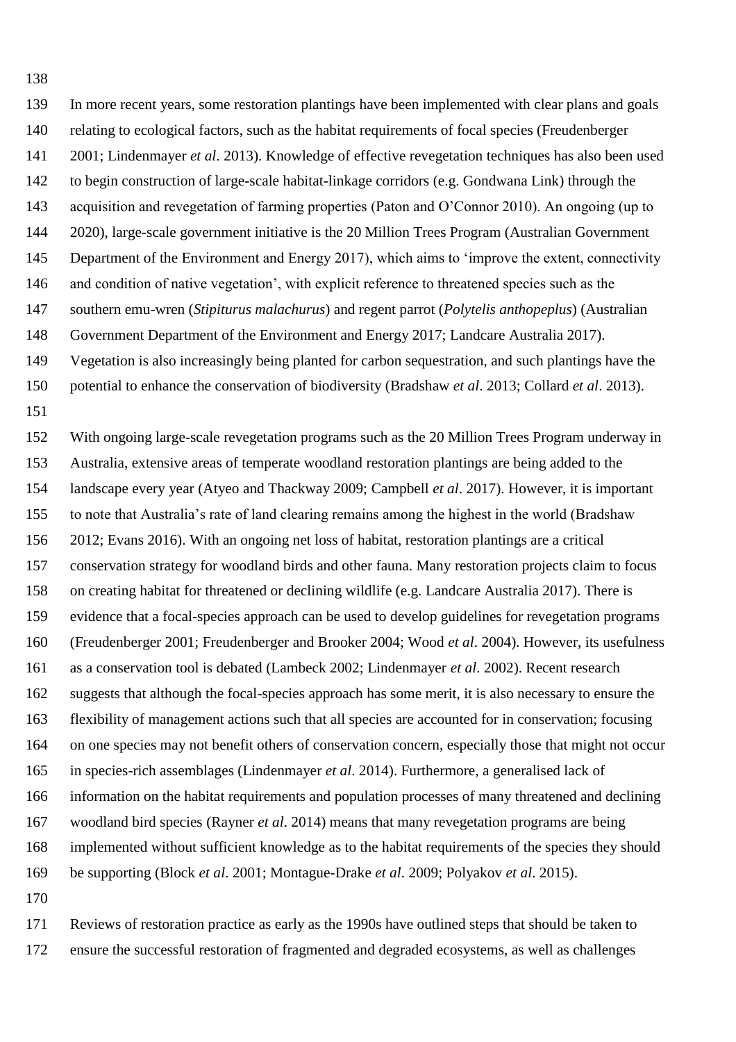In more recent years, some restoration plantings have been implemented with clear plans and goals relating to ecological factors, such as the habitat requirements of focal species (Freudenberger 2001; Lindenmayer *et al*. 2013). Knowledge of effective revegetation techniques has also been used to begin construction of large-scale habitat-linkage corridors (e.g. Gondwana Link) through the acquisition and revegetation of farming properties (Paton and O'Connor 2010). An ongoing (up to 2020), large-scale government initiative is the 20 Million Trees Program (Australian Government Department of the Environment and Energy 2017), which aims to 'improve the extent, connectivity and condition of native vegetation', with explicit reference to threatened species such as the southern emu-wren (*Stipiturus malachurus*) and regent parrot (*Polytelis anthopeplus*) (Australian Government Department of the Environment and Energy 2017; Landcare Australia 2017). Vegetation is also increasingly being planted for carbon sequestration, and such plantings have the potential to enhance the conservation of biodiversity (Bradshaw *et al*. 2013; Collard *et al*. 2013).

With ongoing large-scale revegetation programs such as the 20 Million Trees Program underway in Australia, extensive areas of temperate woodland restoration plantings are being added to the landscape every year (Atyeo and Thackway 2009; Campbell *et al*. 2017). However, it is important to note that Australia's rate of land clearing remains among the highest in the world (Bradshaw 2012; Evans 2016). With an ongoing net loss of habitat, restoration plantings are a critical conservation strategy for woodland birds and other fauna. Many restoration projects claim to focus on creating habitat for threatened or declining wildlife (e.g. Landcare Australia 2017). There is evidence that a focal-species approach can be used to develop guidelines for revegetation programs (Freudenberger 2001; Freudenberger and Brooker 2004; Wood *et al*. 2004). However, its usefulness as a conservation tool is debated (Lambeck 2002; Lindenmayer *et al*. 2002). Recent research suggests that although the focal-species approach has some merit, it is also necessary to ensure the flexibility of management actions such that all species are accounted for in conservation; focusing on one species may not benefit others of conservation concern, especially those that might not occur in species-rich assemblages (Lindenmayer *et al*. 2014). Furthermore, a generalised lack of information on the habitat requirements and population processes of many threatened and declining woodland bird species (Rayner *et al*. 2014) means that many revegetation programs are being implemented without sufficient knowledge as to the habitat requirements of the species they should be supporting (Block *et al*. 2001; Montague-Drake *et al*. 2009; Polyakov *et al*. 2015).

Reviews of restoration practice as early as the 1990s have outlined steps that should be taken to ensure the successful restoration of fragmented and degraded ecosystems, as well as challenges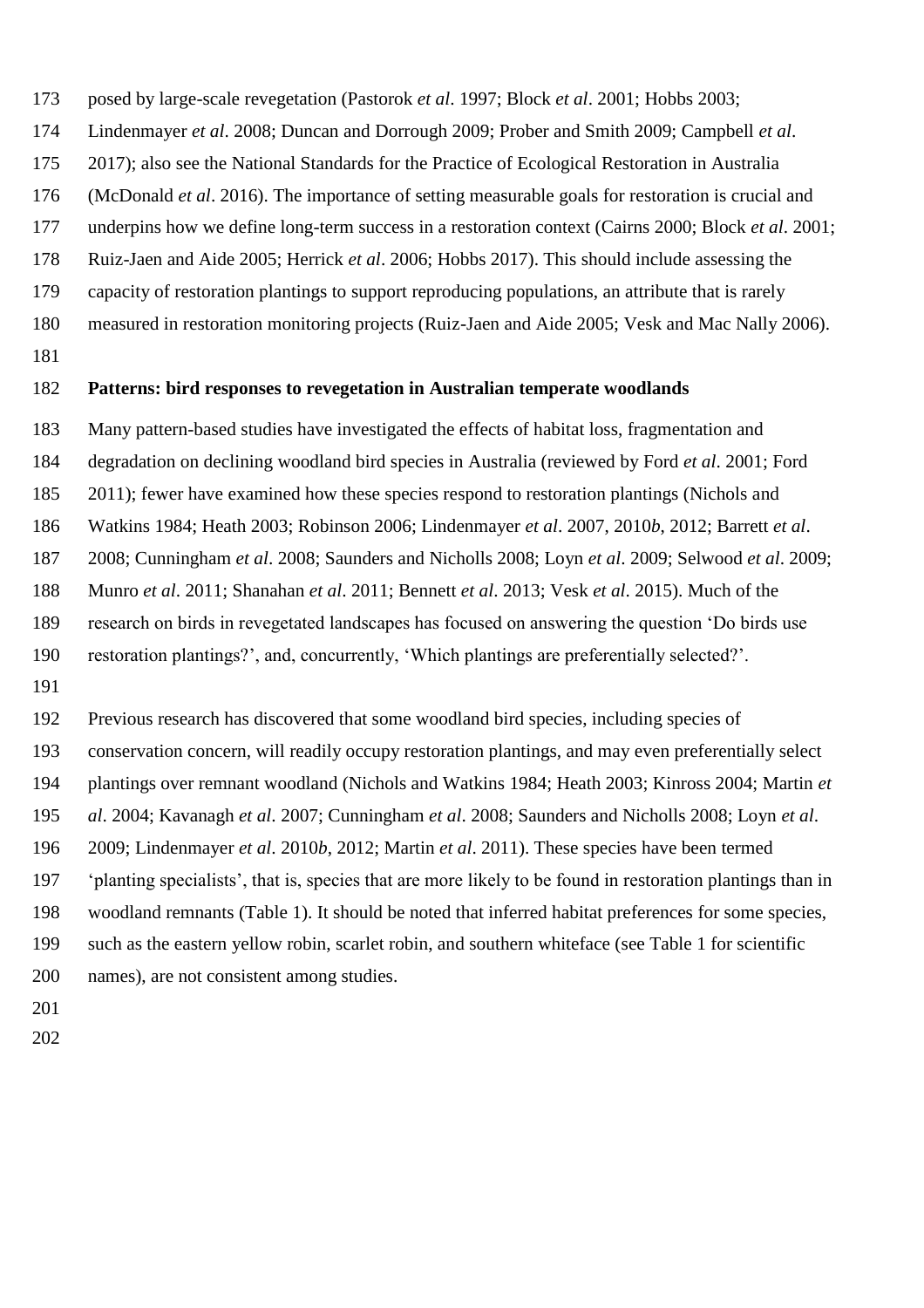posed by large-scale revegetation (Pastorok *et al*. 1997; Block *et al*. 2001; Hobbs 2003; Lindenmayer *et al*. 2008; Duncan and Dorrough 2009; Prober and Smith 2009; Campbell *et al*. 2017); also see the National Standards for the Practice of Ecological Restoration in Australia (McDonald *et al*. 2016). The importance of setting measurable goals for restoration is crucial and underpins how we define long-term success in a restoration context (Cairns 2000; Block *et al*. 2001; Ruiz-Jaen and Aide 2005; Herrick *et al*. 2006; Hobbs 2017). This should include assessing the capacity of restoration plantings to support reproducing populations, an attribute that is rarely measured in restoration monitoring projects (Ruiz-Jaen and Aide 2005; Vesk and Mac Nally 2006).

## Patterns: bird responses to revegetation in Australian temperate woodlands

Many pattern-based studies have investigated the effects of habitat loss, fragmentation and degradation on declining woodland bird species in Australia (reviewed by Ford *et al*. 2001; Ford 2011); fewer have examined how these species respond to restoration plantings (Nichols and Watkins 1984; Heath 2003; Robinson 2006; Lindenmayer *et al*. 2007, 2010*b*, 2012; Barrett *et al*. 2008; Cunningham *et al*. 2008; Saunders and Nicholls 2008; Loyn *et al*. 2009; Selwood *et al*. 2009; Munro *et al*. 2011; Shanahan *et al*. 2011; Bennett *et al*. 2013; Vesk *et al*. 2015). Much of the research on birds in revegetated landscapes has focused on answering the question 'Do birds use restoration plantings?', and, concurrently, 'Which plantings are preferentially selected?'.

Previous research has discovered that some woodland bird species, including species of conservation concern, will readily occupy restoration plantings, and may even preferentially select plantings over remnant woodland (Nichols and Watkins 1984; Heath 2003; Kinross 2004; Martin *et al*. 2004; Kavanagh *et al*. 2007; Cunningham *et al*. 2008; Saunders and Nicholls 2008; Loyn *et al*. 2009; Lindenmayer *et al*. 2010*b*, 2012; Martin *et al*. 2011). These species have been termed 'planting specialists', that is, species that are more likely to be found in restoration plantings than in woodland remnants (Table 1). It should be noted that inferred habitat preferences for some species, such as the eastern yellow robin, scarlet robin, and southern whiteface (see Table 1 for scientific names), are not consistent among studies.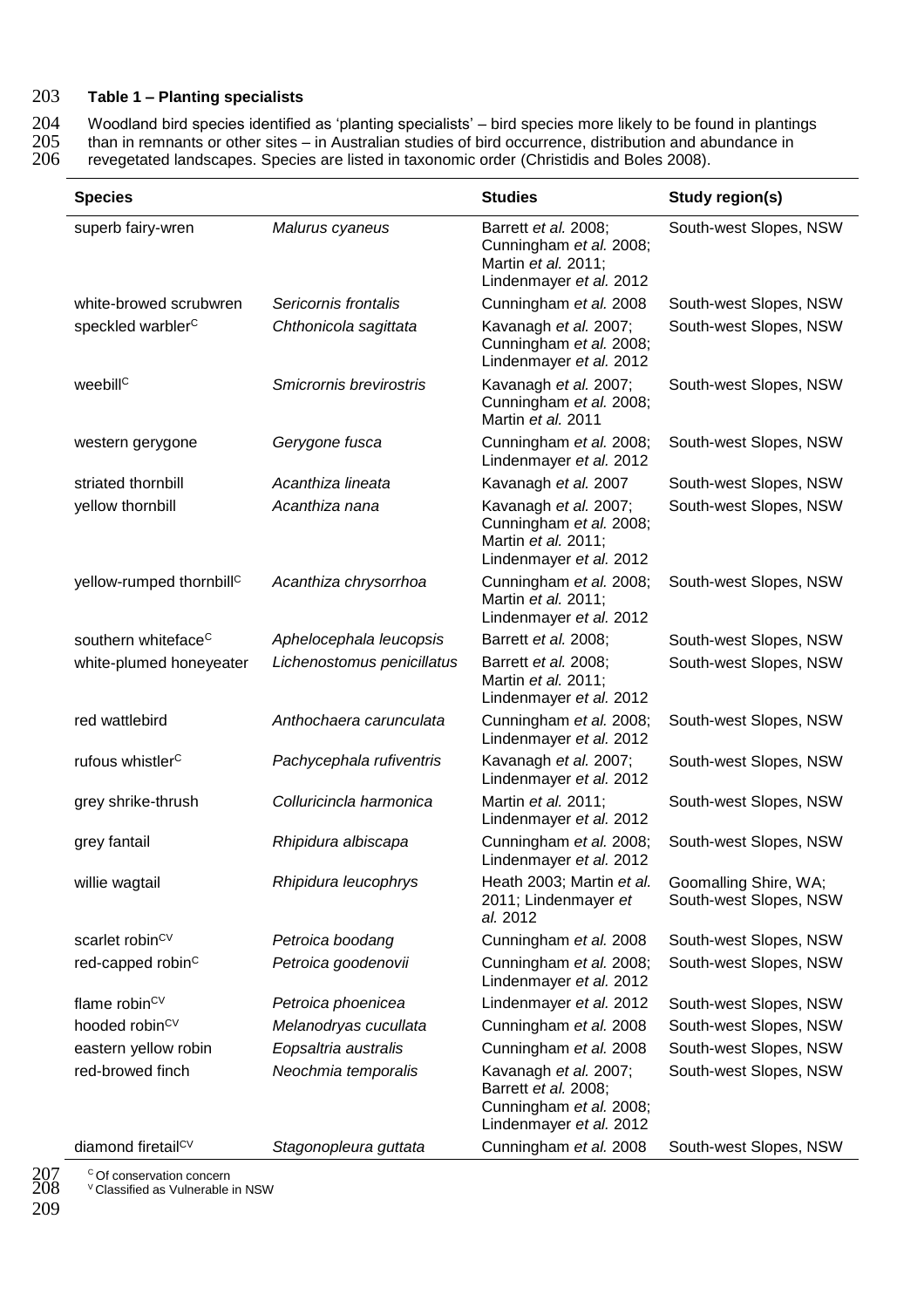**Table 1 – Planting specialists**

Woodland bird species identified as 'planting specialists' – bird species more likely to be found in plantings than in remnants or other sites – in Australian studies of bird occurrence, distribution and abundance in revegetated landscapes. Species are listed in taxonomic order (Christidis and Boles 2008).

| Species | | Studies | Study region(s) |
|---|---|---|---|
| superb fairy-wren | *Malurus cyaneus* | Barrett *et al.* 2008; Cunningham *et al.* 2008; Martin *et al.* 2011; Lindenmayer *et al.* 2012 | South-west Slopes, NSW |
| white-browed scrubwren | *Sericornis frontalis* | Cunningham *et al.* 2008 | South-west Slopes, NSW |
| speckled warbler[C] | *Chthonicola sagittata* | Kavanagh *et al.* 2007; Cunningham *et al.* 2008; Lindenmayer *et al.* 2012 | South-west Slopes, NSW |
| weebill[C] | *Smicrornis brevirostris* | Kavanagh *et al.* 2007; Cunningham *et al.* 2008; Martin *et al.* 2011 | South-west Slopes, NSW |
| western gerygone | *Gerygone fusca* | Cunningham *et al.* 2008; Lindenmayer *et al.* 2012 | South-west Slopes, NSW |
| striated thornbill | *Acanthiza lineata* | Kavanagh *et al.* 2007 | South-west Slopes, NSW |
| yellow thornbill | *Acanthiza nana* | Kavanagh *et al.* 2007; Cunningham *et al.* 2008; Martin *et al.* 2011; Lindenmayer *et al.* 2012 | South-west Slopes, NSW |
| yellow-rumped thornbill[C] | *Acanthiza chrysorrhoa* | Cunningham *et al.* 2008; Martin *et al.* 2011; Lindenmayer *et al.* 2012 | South-west Slopes, NSW |
| southern whiteface[C] | *Aphelocephala leucopsis* | Barrett *et al.* 2008; | South-west Slopes, NSW |
| white-plumed honeyeater | *Lichenostomus penicillatus* | Barrett *et al.* 2008; Martin *et al.* 2011; Lindenmayer *et al.* 2012 | South-west Slopes, NSW |
| red wattlebird | *Anthochaera carunculata* | Cunningham *et al.* 2008; Lindenmayer *et al.* 2012 | South-west Slopes, NSW |
| rufous whistler[C] | *Pachycephala rufiventris* | Kavanagh *et al.* 2007; Lindenmayer *et al.* 2012 | South-west Slopes, NSW |
| grey shrike-thrush | *Colluricincla harmonica* | Martin *et al.* 2011; Lindenmayer *et al.* 2012 | South-west Slopes, NSW |
| grey fantail | *Rhipidura albiscapa* | Cunningham *et al.* 2008; Lindenmayer *et al.* 2012 | South-west Slopes, NSW |
| willie wagtail | *Rhipidura leucophrys* | Heath 2003; Martin *et al.* 2011; Lindenmayer *et al.* 2012 | Goomalling Shire, WA; South-west Slopes, NSW |
| scarlet robin[CV] | *Petroica boodang* | Cunningham *et al.* 2008 | South-west Slopes, NSW |
| red-capped robin[C] | *Petroica goodenovii* | Cunningham *et al.* 2008; Lindenmayer *et al.* 2012 | South-west Slopes, NSW |
| flame robin[CV] | *Petroica phoenicea* | Lindenmayer *et al.* 2012 | South-west Slopes, NSW |
| hooded robin[CV] | *Melanodryas cucullata* | Cunningham *et al.* 2008 | South-west Slopes, NSW |
| eastern yellow robin | *Eopsaltria australis* | Cunningham *et al.* 2008 | South-west Slopes, NSW |
| red-browed finch | *Neochmia temporalis* | Kavanagh *et al.* 2007; Barrett *et al.* 2008; Cunningham *et al.* 2008; Lindenmayer *et al.* 2012 | South-west Slopes, NSW |
| diamond firetail[CV] | *Stagonopleura guttata* | Cunningham *et al.* 2008 | South-west Slopes, NSW |

[C] Of conservation concern
[V] Classified as Vulnerable in NSW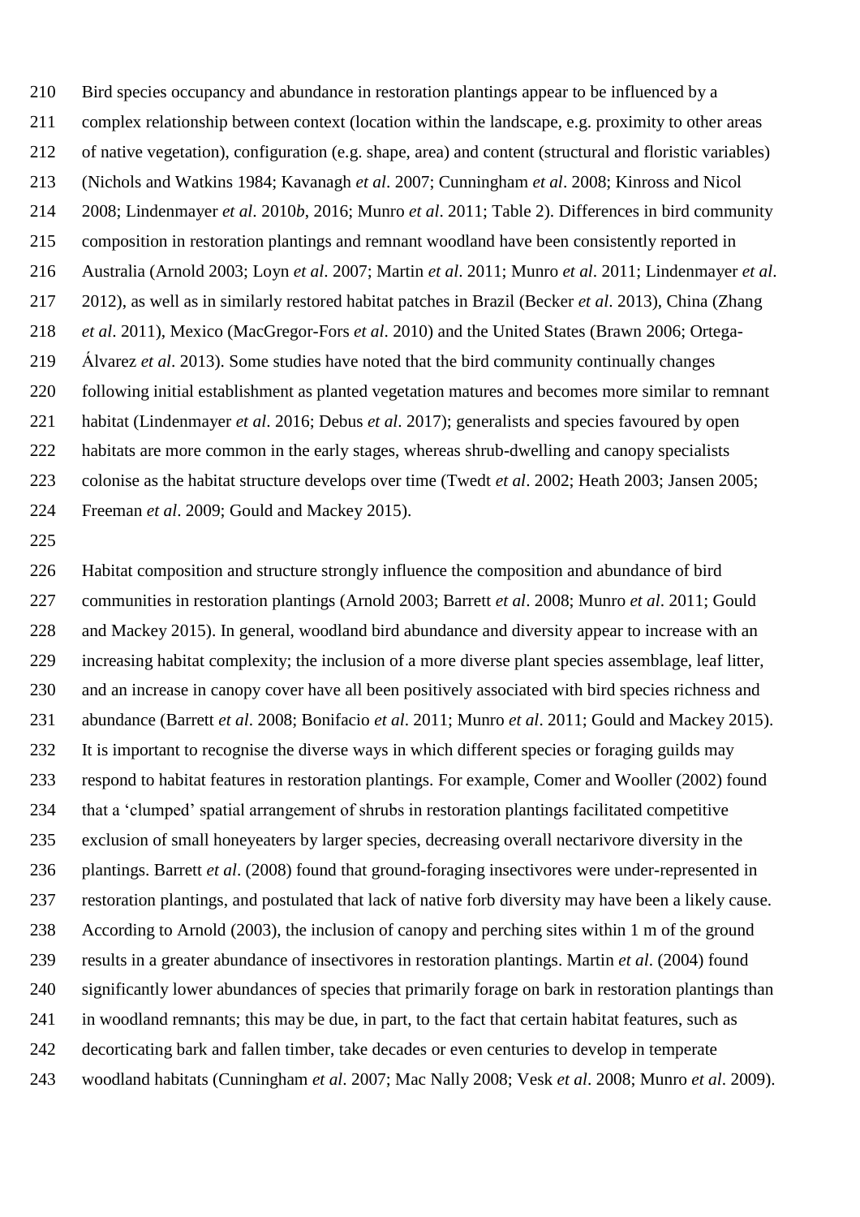Bird species occupancy and abundance in restoration plantings appear to be influenced by a complex relationship between context (location within the landscape, e.g. proximity to other areas of native vegetation), configuration (e.g. shape, area) and content (structural and floristic variables) (Nichols and Watkins 1984; Kavanagh *et al*. 2007; Cunningham *et al*. 2008; Kinross and Nicol 2008; Lindenmayer *et al*. 2010*b*, 2016; Munro *et al*. 2011; Table 2). Differences in bird community composition in restoration plantings and remnant woodland have been consistently reported in Australia (Arnold 2003; Loyn *et al*. 2007; Martin *et al*. 2011; Munro *et al*. 2011; Lindenmayer *et al*. 2012), as well as in similarly restored habitat patches in Brazil (Becker *et al*. 2013), China (Zhang *et al*. 2011), Mexico (MacGregor-Fors *et al*. 2010) and the United States (Brawn 2006; Ortega-Álvarez *et al*. 2013). Some studies have noted that the bird community continually changes following initial establishment as planted vegetation matures and becomes more similar to remnant habitat (Lindenmayer *et al*. 2016; Debus *et al*. 2017); generalists and species favoured by open habitats are more common in the early stages, whereas shrub-dwelling and canopy specialists colonise as the habitat structure develops over time (Twedt *et al*. 2002; Heath 2003; Jansen 2005; Freeman *et al*. 2009; Gould and Mackey 2015).

Habitat composition and structure strongly influence the composition and abundance of bird communities in restoration plantings (Arnold 2003; Barrett *et al*. 2008; Munro *et al*. 2011; Gould and Mackey 2015). In general, woodland bird abundance and diversity appear to increase with an increasing habitat complexity; the inclusion of a more diverse plant species assemblage, leaf litter, and an increase in canopy cover have all been positively associated with bird species richness and abundance (Barrett *et al*. 2008; Bonifacio *et al*. 2011; Munro *et al*. 2011; Gould and Mackey 2015). It is important to recognise the diverse ways in which different species or foraging guilds may respond to habitat features in restoration plantings. For example, Comer and Wooller (2002) found that a 'clumped' spatial arrangement of shrubs in restoration plantings facilitated competitive exclusion of small honeyeaters by larger species, decreasing overall nectarivore diversity in the plantings. Barrett *et al*. (2008) found that ground-foraging insectivores were under-represented in restoration plantings, and postulated that lack of native forb diversity may have been a likely cause. According to Arnold (2003), the inclusion of canopy and perching sites within 1 m of the ground results in a greater abundance of insectivores in restoration plantings. Martin *et al*. (2004) found significantly lower abundances of species that primarily forage on bark in restoration plantings than in woodland remnants; this may be due, in part, to the fact that certain habitat features, such as decorticating bark and fallen timber, take decades or even centuries to develop in temperate woodland habitats (Cunningham *et al*. 2007; Mac Nally 2008; Vesk *et al*. 2008; Munro *et al*. 2009).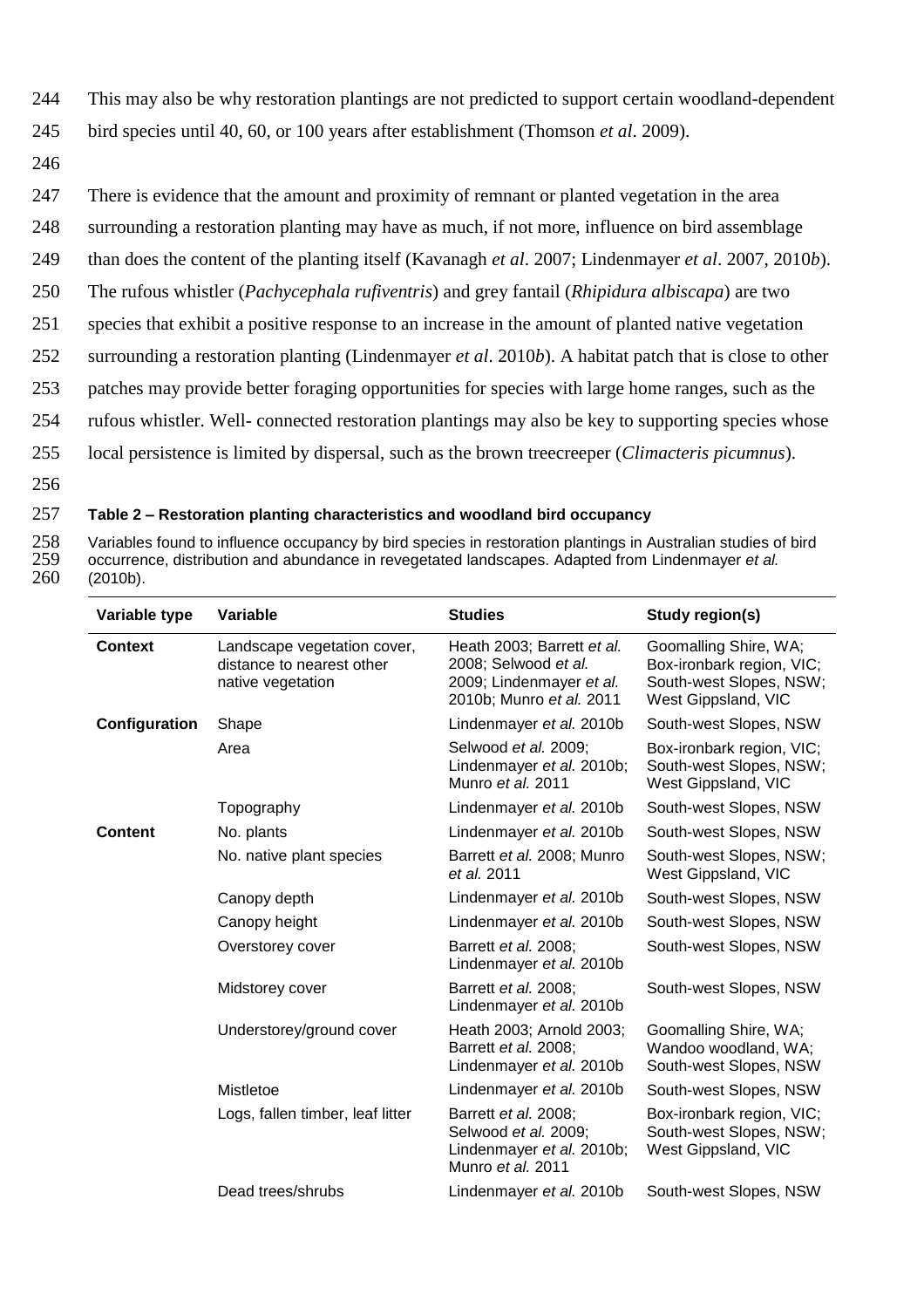This may also be why restoration plantings are not predicted to support certain woodland-dependent bird species until 40, 60, or 100 years after establishment (Thomson *et al*. 2009).

There is evidence that the amount and proximity of remnant or planted vegetation in the area surrounding a restoration planting may have as much, if not more, influence on bird assemblage than does the content of the planting itself (Kavanagh *et al*. 2007; Lindenmayer *et al*. 2007, 2010*b*). The rufous whistler (*Pachycephala rufiventris*) and grey fantail (*Rhipidura albiscapa*) are two species that exhibit a positive response to an increase in the amount of planted native vegetation surrounding a restoration planting (Lindenmayer *et al*. 2010*b*). A habitat patch that is close to other patches may provide better foraging opportunities for species with large home ranges, such as the rufous whistler. Well- connected restoration plantings may also be key to supporting species whose local persistence is limited by dispersal, such as the brown treecreeper (*Climacteris picumnus*).

**Table 2 – Restoration planting characteristics and woodland bird occupancy**

Variables found to influence occupancy by bird species in restoration plantings in Australian studies of bird occurrence, distribution and abundance in revegetated landscapes. Adapted from Lindenmayer *et al.* (2010b).

| Variable type | Variable | Studies | Study region(s) |
|---|---|---|---|
| **Context** | Landscape vegetation cover, distance to nearest other native vegetation | Heath 2003; Barrett *et al.* 2008; Selwood *et al.* 2009; Lindenmayer *et al.* 2010b; Munro *et al.* 2011 | Goomalling Shire, WA; Box-ironbark region, VIC; South-west Slopes, NSW; West Gippsland, VIC |
| **Configuration** | Shape | Lindenmayer *et al.* 2010b | South-west Slopes, NSW |
| | Area | Selwood *et al.* 2009; Lindenmayer *et al.* 2010b; Munro *et al.* 2011 | Box-ironbark region, VIC; South-west Slopes, NSW; West Gippsland, VIC |
| | Topography | Lindenmayer *et al.* 2010b | South-west Slopes, NSW |
| **Content** | No. plants | Lindenmayer *et al.* 2010b | South-west Slopes, NSW |
| | No. native plant species | Barrett *et al.* 2008; Munro *et al.* 2011 | South-west Slopes, NSW; West Gippsland, VIC |
| | Canopy depth | Lindenmayer *et al.* 2010b | South-west Slopes, NSW |
| | Canopy height | Lindenmayer *et al.* 2010b | South-west Slopes, NSW |
| | Overstorey cover | Barrett *et al.* 2008; Lindenmayer *et al.* 2010b | South-west Slopes, NSW |
| | Midstorey cover | Barrett *et al.* 2008; Lindenmayer *et al.* 2010b | South-west Slopes, NSW |
| | Understorey/ground cover | Heath 2003; Arnold 2003; Barrett *et al.* 2008; Lindenmayer *et al.* 2010b | Goomalling Shire, WA; Wandoo woodland, WA; South-west Slopes, NSW |
| | Mistletoe | Lindenmayer *et al.* 2010b | South-west Slopes, NSW |
| | Logs, fallen timber, leaf litter | Barrett *et al.* 2008; Selwood *et al.* 2009; Lindenmayer *et al.* 2010b; Munro *et al.* 2011 | Box-ironbark region, VIC; South-west Slopes, NSW; West Gippsland, VIC |
| | Dead trees/shrubs | Lindenmayer *et al.* 2010b | South-west Slopes, NSW |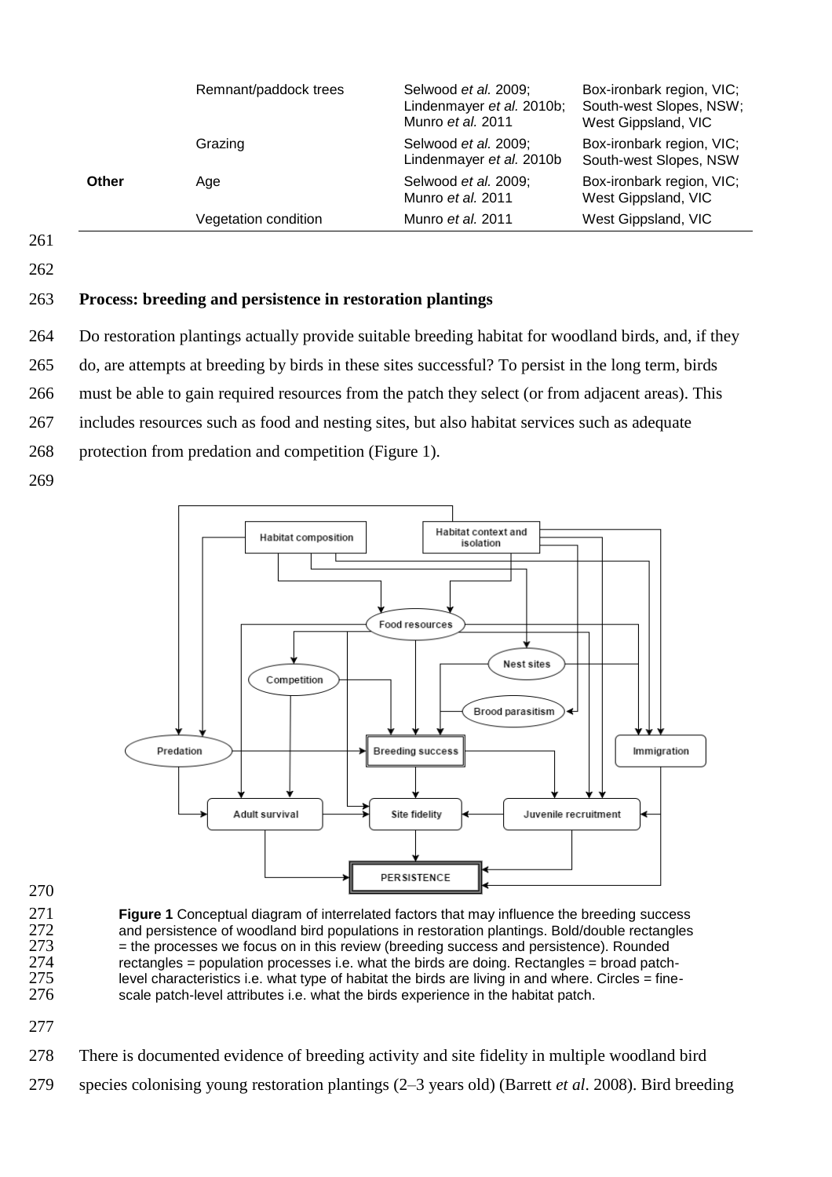| | Remnant/paddock trees | Selwood *et al.* 2009; Lindenmayer *et al.* 2010b; Munro *et al.* 2011 | Box-ironbark region, VIC; South-west Slopes, NSW; West Gippsland, VIC |
|---|---|---|---|
| | Grazing | Selwood *et al.* 2009; Lindenmayer *et al.* 2010b | Box-ironbark region, VIC; South-west Slopes, NSW |
| **Other** | Age | Selwood *et al.* 2009; Munro *et al.* 2011 | Box-ironbark region, VIC; West Gippsland, VIC |
| | Vegetation condition | Munro *et al.* 2011 | West Gippsland, VIC |

## Process: breeding and persistence in restoration plantings

Do restoration plantings actually provide suitable breeding habitat for woodland birds, and, if they do, are attempts at breeding by birds in these sites successful? To persist in the long term, birds must be able to gain required resources from the patch they select (or from adjacent areas). This includes resources such as food and nesting sites, but also habitat services such as adequate protection from predation and competition (Figure 1).

**Figure 1** Conceptual diagram of interrelated factors that may influence the breeding success and persistence of woodland bird populations in restoration plantings. Bold/double rectangles = the processes we focus on in this review (breeding success and persistence). Rounded rectangles = population processes i.e. what the birds are doing. Rectangles = broad patch-level characteristics i.e. what type of habitat the birds are living in and where. Circles = fine-scale patch-level attributes i.e. what the birds experience in the habitat patch.

There is documented evidence of breeding activity and site fidelity in multiple woodland bird species colonising young restoration plantings (2–3 years old) (Barrett *et al*. 2008). Bird breeding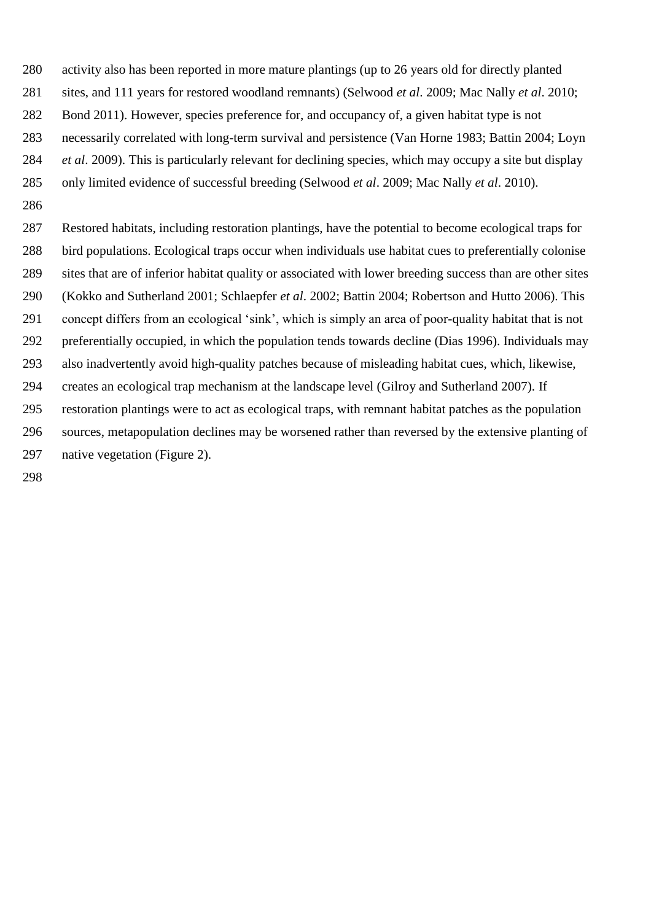activity also has been reported in more mature plantings (up to 26 years old for directly planted sites, and 111 years for restored woodland remnants) (Selwood *et al*. 2009; Mac Nally *et al*. 2010; Bond 2011). However, species preference for, and occupancy of, a given habitat type is not necessarily correlated with long-term survival and persistence (Van Horne 1983; Battin 2004; Loyn *et al*. 2009). This is particularly relevant for declining species, which may occupy a site but display only limited evidence of successful breeding (Selwood *et al*. 2009; Mac Nally *et al*. 2010).

Restored habitats, including restoration plantings, have the potential to become ecological traps for bird populations. Ecological traps occur when individuals use habitat cues to preferentially colonise sites that are of inferior habitat quality or associated with lower breeding success than are other sites (Kokko and Sutherland 2001; Schlaepfer *et al*. 2002; Battin 2004; Robertson and Hutto 2006). This concept differs from an ecological 'sink', which is simply an area of poor-quality habitat that is not preferentially occupied, in which the population tends towards decline (Dias 1996). Individuals may also inadvertently avoid high-quality patches because of misleading habitat cues, which, likewise, creates an ecological trap mechanism at the landscape level (Gilroy and Sutherland 2007). If restoration plantings were to act as ecological traps, with remnant habitat patches as the population sources, metapopulation declines may be worsened rather than reversed by the extensive planting of native vegetation (Figure 2).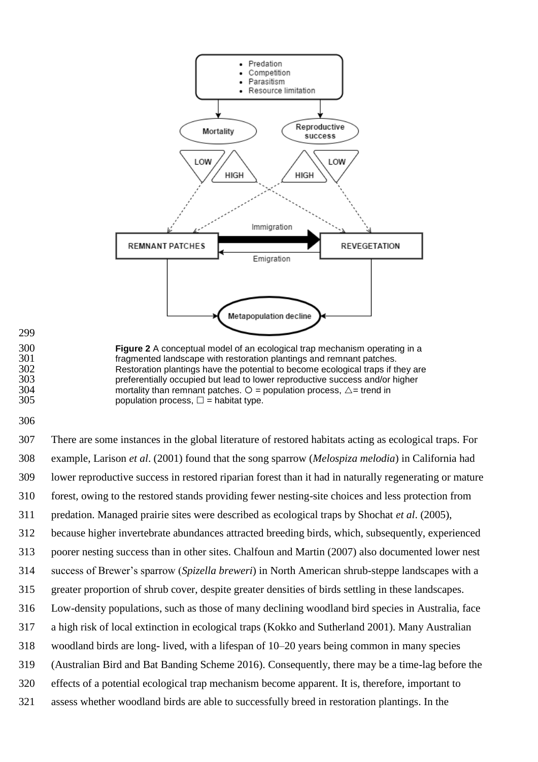**Figure 2** A conceptual model of an ecological trap mechanism operating in a fragmented landscape with restoration plantings and remnant patches. Restoration plantings have the potential to become ecological traps if they are preferentially occupied but lead to lower reproductive success and/or higher mortality than remnant patches. ○ = population process, △= trend in population process, □ = habitat type.

There are some instances in the global literature of restored habitats acting as ecological traps. For example, Larison *et al*. (2001) found that the song sparrow (*Melospiza melodia*) in California had lower reproductive success in restored riparian forest than it had in naturally regenerating or mature forest, owing to the restored stands providing fewer nesting-site choices and less protection from predation. Managed prairie sites were described as ecological traps by Shochat *et al*. (2005), because higher invertebrate abundances attracted breeding birds, which, subsequently, experienced poorer nesting success than in other sites. Chalfoun and Martin (2007) also documented lower nest success of Brewer's sparrow (*Spizella breweri*) in North American shrub-steppe landscapes with a greater proportion of shrub cover, despite greater densities of birds settling in these landscapes. Low-density populations, such as those of many declining woodland bird species in Australia, face a high risk of local extinction in ecological traps (Kokko and Sutherland 2001). Many Australian woodland birds are long- lived, with a lifespan of 10–20 years being common in many species (Australian Bird and Bat Banding Scheme 2016). Consequently, there may be a time-lag before the effects of a potential ecological trap mechanism become apparent. It is, therefore, important to assess whether woodland birds are able to successfully breed in restoration plantings. In the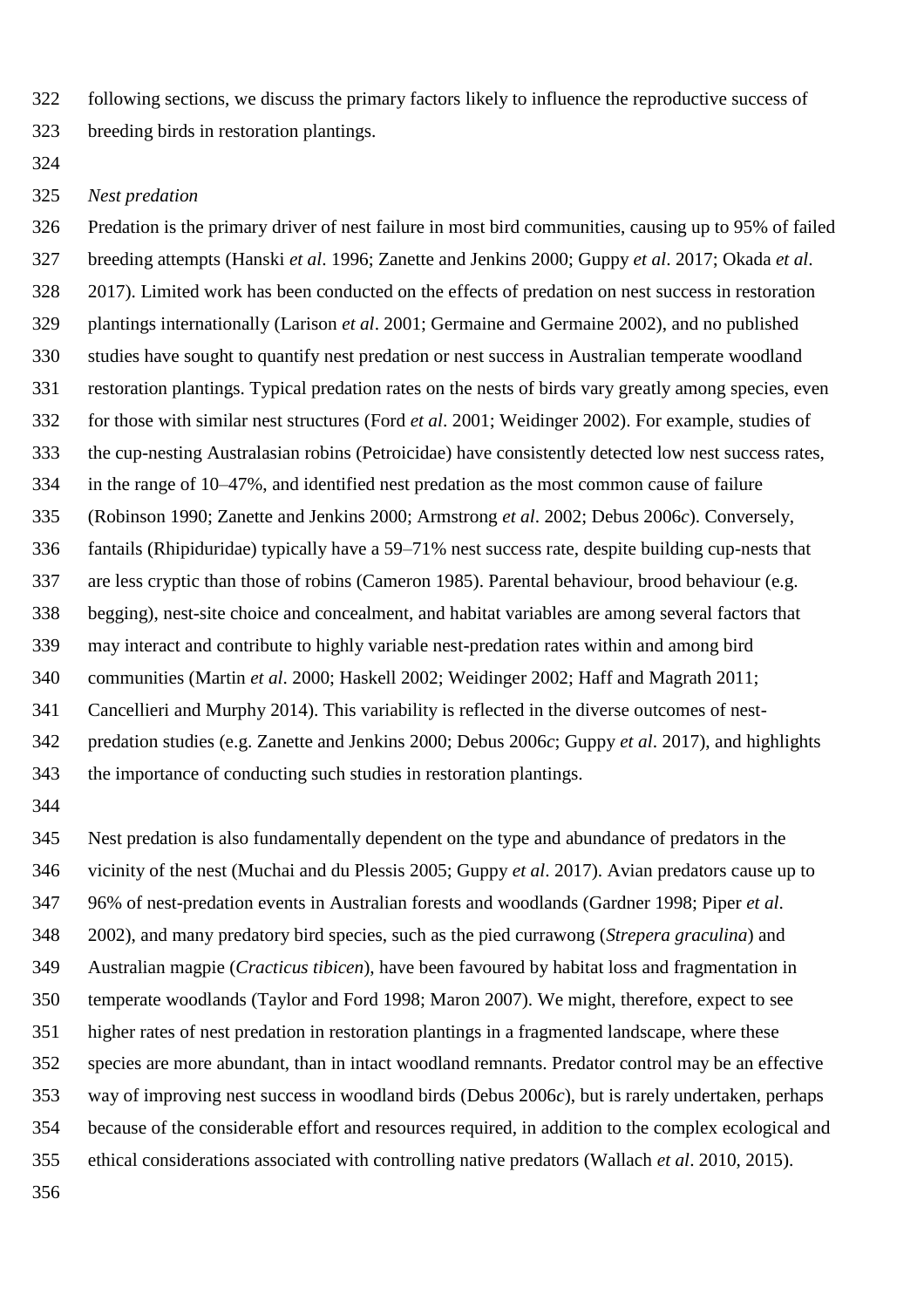following sections, we discuss the primary factors likely to influence the reproductive success of breeding birds in restoration plantings.

*Nest predation*

Predation is the primary driver of nest failure in most bird communities, causing up to 95% of failed breeding attempts (Hanski *et al*. 1996; Zanette and Jenkins 2000; Guppy *et al*. 2017; Okada *et al*. 2017). Limited work has been conducted on the effects of predation on nest success in restoration plantings internationally (Larison *et al*. 2001; Germaine and Germaine 2002), and no published studies have sought to quantify nest predation or nest success in Australian temperate woodland restoration plantings. Typical predation rates on the nests of birds vary greatly among species, even for those with similar nest structures (Ford *et al*. 2001; Weidinger 2002). For example, studies of the cup-nesting Australasian robins (Petroicidae) have consistently detected low nest success rates, in the range of 10–47%, and identified nest predation as the most common cause of failure (Robinson 1990; Zanette and Jenkins 2000; Armstrong *et al*. 2002; Debus 2006*c*). Conversely, fantails (Rhipiduridae) typically have a 59–71% nest success rate, despite building cup-nests that are less cryptic than those of robins (Cameron 1985). Parental behaviour, brood behaviour (e.g. begging), nest-site choice and concealment, and habitat variables are among several factors that may interact and contribute to highly variable nest-predation rates within and among bird communities (Martin *et al*. 2000; Haskell 2002; Weidinger 2002; Haff and Magrath 2011; Cancellieri and Murphy 2014). This variability is reflected in the diverse outcomes of nest-predation studies (e.g. Zanette and Jenkins 2000; Debus 2006*c*; Guppy *et al*. 2017), and highlights the importance of conducting such studies in restoration plantings.

Nest predation is also fundamentally dependent on the type and abundance of predators in the vicinity of the nest (Muchai and du Plessis 2005; Guppy *et al*. 2017). Avian predators cause up to 96% of nest-predation events in Australian forests and woodlands (Gardner 1998; Piper *et al*. 2002), and many predatory bird species, such as the pied currawong (*Strepera graculina*) and Australian magpie (*Cracticus tibicen*), have been favoured by habitat loss and fragmentation in temperate woodlands (Taylor and Ford 1998; Maron 2007). We might, therefore, expect to see higher rates of nest predation in restoration plantings in a fragmented landscape, where these species are more abundant, than in intact woodland remnants. Predator control may be an effective way of improving nest success in woodland birds (Debus 2006*c*), but is rarely undertaken, perhaps because of the considerable effort and resources required, in addition to the complex ecological and ethical considerations associated with controlling native predators (Wallach *et al*. 2010, 2015).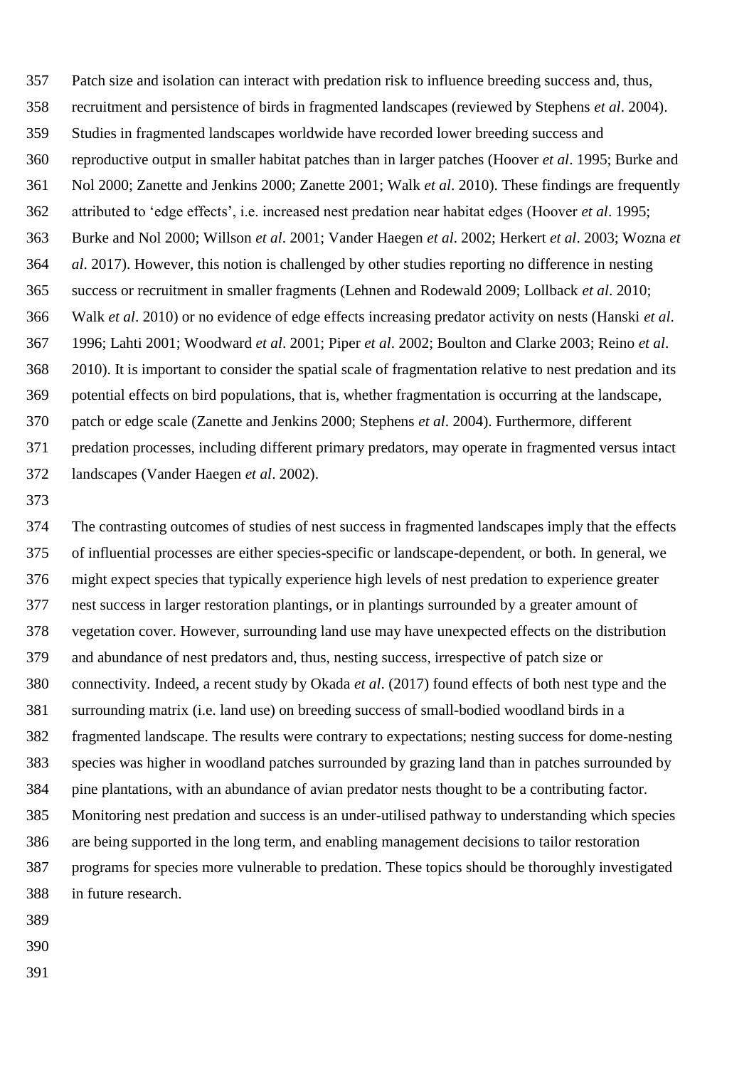Patch size and isolation can interact with predation risk to influence breeding success and, thus, recruitment and persistence of birds in fragmented landscapes (reviewed by Stephens *et al*. 2004). Studies in fragmented landscapes worldwide have recorded lower breeding success and reproductive output in smaller habitat patches than in larger patches (Hoover *et al*. 1995; Burke and Nol 2000; Zanette and Jenkins 2000; Zanette 2001; Walk *et al*. 2010). These findings are frequently attributed to 'edge effects', i.e. increased nest predation near habitat edges (Hoover *et al*. 1995; Burke and Nol 2000; Willson *et al*. 2001; Vander Haegen *et al*. 2002; Herkert *et al*. 2003; Wozna *et al*. 2017). However, this notion is challenged by other studies reporting no difference in nesting success or recruitment in smaller fragments (Lehnen and Rodewald 2009; Lollback *et al*. 2010; Walk *et al*. 2010) or no evidence of edge effects increasing predator activity on nests (Hanski *et al*. 1996; Lahti 2001; Woodward *et al*. 2001; Piper *et al*. 2002; Boulton and Clarke 2003; Reino *et al*. 2010). It is important to consider the spatial scale of fragmentation relative to nest predation and its potential effects on bird populations, that is, whether fragmentation is occurring at the landscape, patch or edge scale (Zanette and Jenkins 2000; Stephens *et al*. 2004). Furthermore, different predation processes, including different primary predators, may operate in fragmented versus intact landscapes (Vander Haegen *et al*. 2002).

The contrasting outcomes of studies of nest success in fragmented landscapes imply that the effects of influential processes are either species-specific or landscape-dependent, or both. In general, we might expect species that typically experience high levels of nest predation to experience greater nest success in larger restoration plantings, or in plantings surrounded by a greater amount of vegetation cover. However, surrounding land use may have unexpected effects on the distribution and abundance of nest predators and, thus, nesting success, irrespective of patch size or connectivity. Indeed, a recent study by Okada *et al*. (2017) found effects of both nest type and the surrounding matrix (i.e. land use) on breeding success of small-bodied woodland birds in a fragmented landscape. The results were contrary to expectations; nesting success for dome-nesting species was higher in woodland patches surrounded by grazing land than in patches surrounded by pine plantations, with an abundance of avian predator nests thought to be a contributing factor. Monitoring nest predation and success is an under-utilised pathway to understanding which species are being supported in the long term, and enabling management decisions to tailor restoration programs for species more vulnerable to predation. These topics should be thoroughly investigated in future research.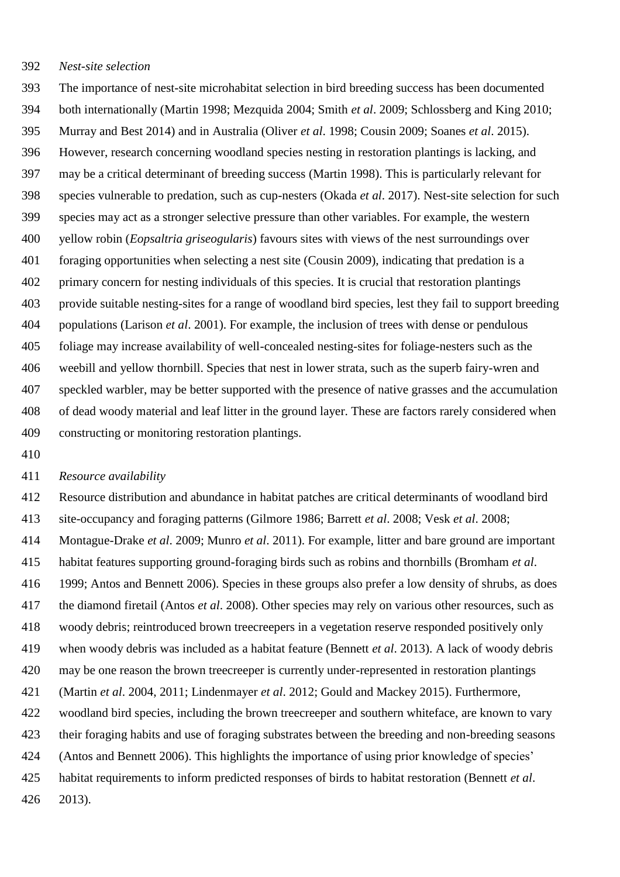*Nest-site selection*

The importance of nest-site microhabitat selection in bird breeding success has been documented both internationally (Martin 1998; Mezquida 2004; Smith *et al*. 2009; Schlossberg and King 2010; Murray and Best 2014) and in Australia (Oliver *et al*. 1998; Cousin 2009; Soanes *et al*. 2015). However, research concerning woodland species nesting in restoration plantings is lacking, and may be a critical determinant of breeding success (Martin 1998). This is particularly relevant for species vulnerable to predation, such as cup-nesters (Okada *et al*. 2017). Nest-site selection for such species may act as a stronger selective pressure than other variables. For example, the western yellow robin (*Eopsaltria griseogularis*) favours sites with views of the nest surroundings over foraging opportunities when selecting a nest site (Cousin 2009), indicating that predation is a primary concern for nesting individuals of this species. It is crucial that restoration plantings provide suitable nesting-sites for a range of woodland bird species, lest they fail to support breeding populations (Larison *et al*. 2001). For example, the inclusion of trees with dense or pendulous foliage may increase availability of well-concealed nesting-sites for foliage-nesters such as the weebill and yellow thornbill. Species that nest in lower strata, such as the superb fairy-wren and speckled warbler, may be better supported with the presence of native grasses and the accumulation of dead woody material and leaf litter in the ground layer. These are factors rarely considered when constructing or monitoring restoration plantings.

*Resource availability*

Resource distribution and abundance in habitat patches are critical determinants of woodland bird site-occupancy and foraging patterns (Gilmore 1986; Barrett *et al*. 2008; Vesk *et al*. 2008; Montague-Drake *et al*. 2009; Munro *et al*. 2011). For example, litter and bare ground are important habitat features supporting ground-foraging birds such as robins and thornbills (Bromham *et al*. 1999; Antos and Bennett 2006). Species in these groups also prefer a low density of shrubs, as does the diamond firetail (Antos *et al*. 2008). Other species may rely on various other resources, such as woody debris; reintroduced brown treecreepers in a vegetation reserve responded positively only when woody debris was included as a habitat feature (Bennett *et al*. 2013). A lack of woody debris may be one reason the brown treecreeper is currently under-represented in restoration plantings (Martin *et al*. 2004, 2011; Lindenmayer *et al*. 2012; Gould and Mackey 2015). Furthermore, woodland bird species, including the brown treecreeper and southern whiteface, are known to vary their foraging habits and use of foraging substrates between the breeding and non-breeding seasons (Antos and Bennett 2006). This highlights the importance of using prior knowledge of species' habitat requirements to inform predicted responses of birds to habitat restoration (Bennett *et al*. 2013).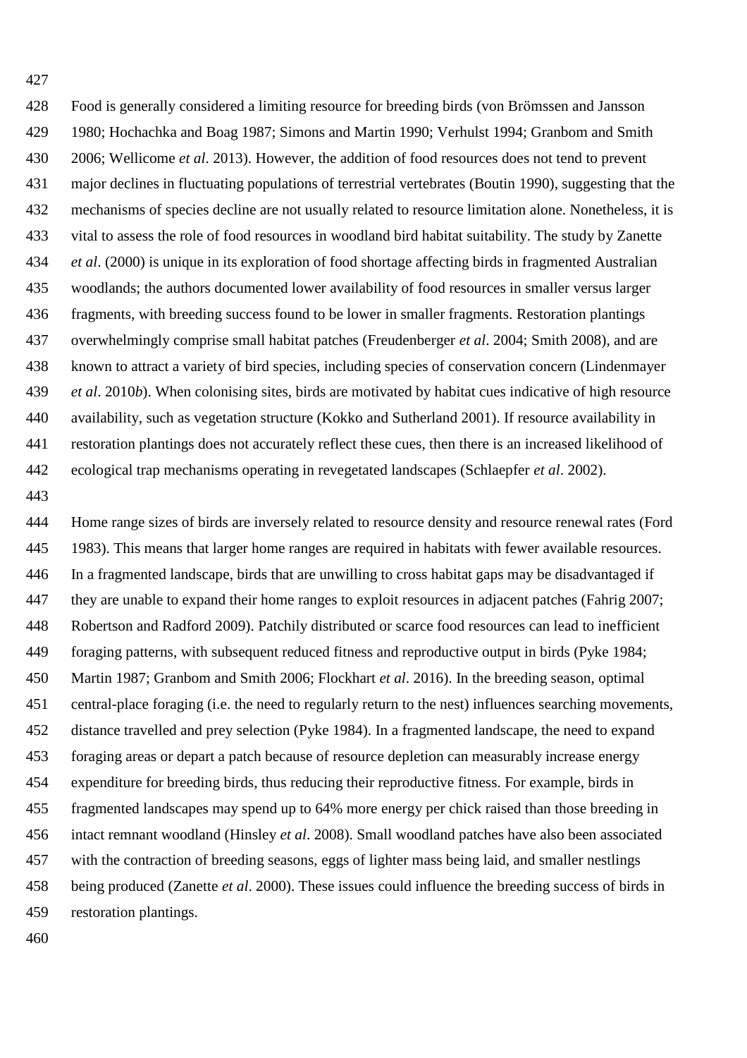Food is generally considered a limiting resource for breeding birds (von Brömssen and Jansson 1980; Hochachka and Boag 1987; Simons and Martin 1990; Verhulst 1994; Granbom and Smith 2006; Wellicome *et al*. 2013). However, the addition of food resources does not tend to prevent major declines in fluctuating populations of terrestrial vertebrates (Boutin 1990), suggesting that the mechanisms of species decline are not usually related to resource limitation alone. Nonetheless, it is vital to assess the role of food resources in woodland bird habitat suitability. The study by Zanette *et al*. (2000) is unique in its exploration of food shortage affecting birds in fragmented Australian woodlands; the authors documented lower availability of food resources in smaller versus larger fragments, with breeding success found to be lower in smaller fragments. Restoration plantings overwhelmingly comprise small habitat patches (Freudenberger *et al*. 2004; Smith 2008), and are known to attract a variety of bird species, including species of conservation concern (Lindenmayer *et al*. 2010*b*). When colonising sites, birds are motivated by habitat cues indicative of high resource availability, such as vegetation structure (Kokko and Sutherland 2001). If resource availability in restoration plantings does not accurately reflect these cues, then there is an increased likelihood of ecological trap mechanisms operating in revegetated landscapes (Schlaepfer *et al*. 2002).

Home range sizes of birds are inversely related to resource density and resource renewal rates (Ford 1983). This means that larger home ranges are required in habitats with fewer available resources. In a fragmented landscape, birds that are unwilling to cross habitat gaps may be disadvantaged if they are unable to expand their home ranges to exploit resources in adjacent patches (Fahrig 2007; Robertson and Radford 2009). Patchily distributed or scarce food resources can lead to inefficient foraging patterns, with subsequent reduced fitness and reproductive output in birds (Pyke 1984; Martin 1987; Granbom and Smith 2006; Flockhart *et al*. 2016). In the breeding season, optimal central-place foraging (i.e. the need to regularly return to the nest) influences searching movements, distance travelled and prey selection (Pyke 1984). In a fragmented landscape, the need to expand foraging areas or depart a patch because of resource depletion can measurably increase energy expenditure for breeding birds, thus reducing their reproductive fitness. For example, birds in fragmented landscapes may spend up to 64% more energy per chick raised than those breeding in intact remnant woodland (Hinsley *et al*. 2008). Small woodland patches have also been associated with the contraction of breeding seasons, eggs of lighter mass being laid, and smaller nestlings being produced (Zanette *et al*. 2000). These issues could influence the breeding success of birds in restoration plantings.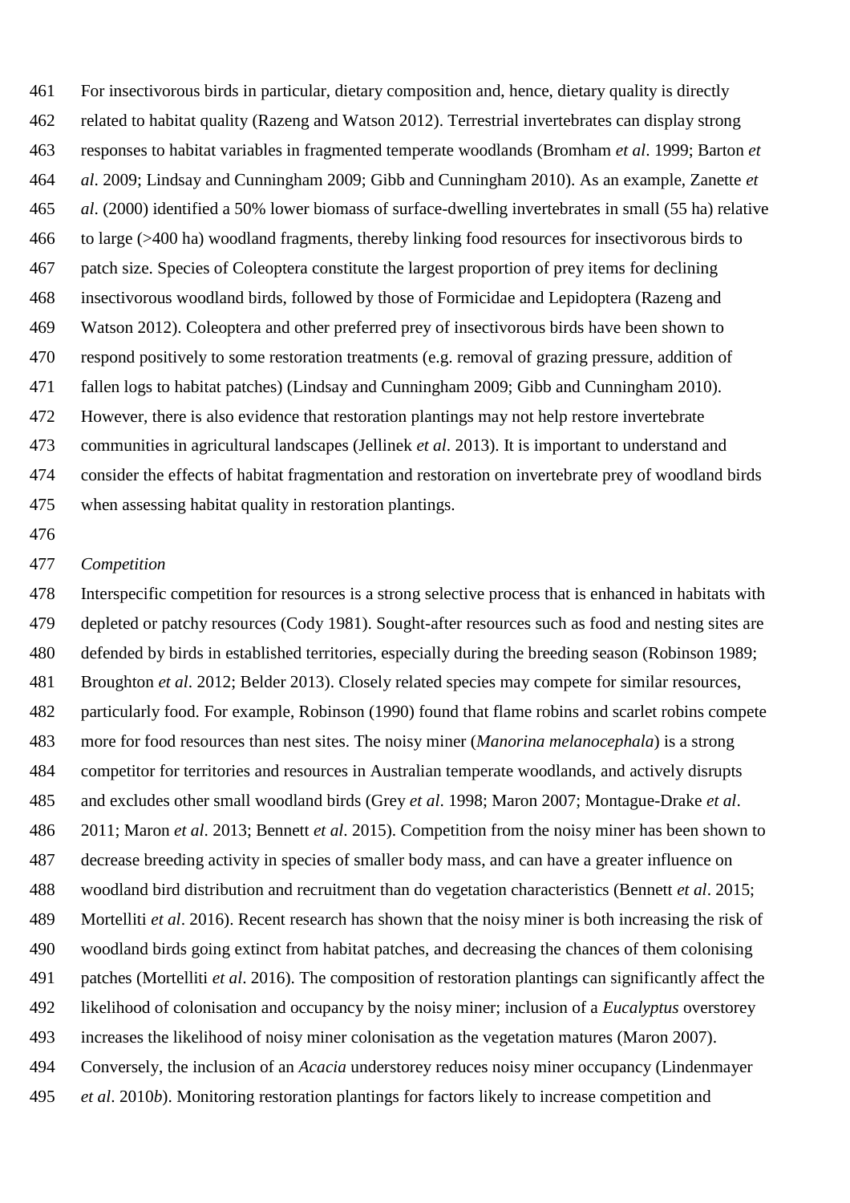For insectivorous birds in particular, dietary composition and, hence, dietary quality is directly related to habitat quality (Razeng and Watson 2012). Terrestrial invertebrates can display strong responses to habitat variables in fragmented temperate woodlands (Bromham *et al*. 1999; Barton *et al*. 2009; Lindsay and Cunningham 2009; Gibb and Cunningham 2010). As an example, Zanette *et al*. (2000) identified a 50% lower biomass of surface-dwelling invertebrates in small (55 ha) relative to large (>400 ha) woodland fragments, thereby linking food resources for insectivorous birds to patch size. Species of Coleoptera constitute the largest proportion of prey items for declining insectivorous woodland birds, followed by those of Formicidae and Lepidoptera (Razeng and Watson 2012). Coleoptera and other preferred prey of insectivorous birds have been shown to respond positively to some restoration treatments (e.g. removal of grazing pressure, addition of fallen logs to habitat patches) (Lindsay and Cunningham 2009; Gibb and Cunningham 2010). However, there is also evidence that restoration plantings may not help restore invertebrate communities in agricultural landscapes (Jellinek *et al*. 2013). It is important to understand and consider the effects of habitat fragmentation and restoration on invertebrate prey of woodland birds when assessing habitat quality in restoration plantings.

*Competition*

Interspecific competition for resources is a strong selective process that is enhanced in habitats with depleted or patchy resources (Cody 1981). Sought-after resources such as food and nesting sites are defended by birds in established territories, especially during the breeding season (Robinson 1989; Broughton *et al*. 2012; Belder 2013). Closely related species may compete for similar resources, particularly food. For example, Robinson (1990) found that flame robins and scarlet robins compete more for food resources than nest sites. The noisy miner (*Manorina melanocephala*) is a strong competitor for territories and resources in Australian temperate woodlands, and actively disrupts and excludes other small woodland birds (Grey *et al*. 1998; Maron 2007; Montague-Drake *et al*. 2011; Maron *et al*. 2013; Bennett *et al*. 2015). Competition from the noisy miner has been shown to decrease breeding activity in species of smaller body mass, and can have a greater influence on woodland bird distribution and recruitment than do vegetation characteristics (Bennett *et al*. 2015; Mortelliti *et al*. 2016). Recent research has shown that the noisy miner is both increasing the risk of woodland birds going extinct from habitat patches, and decreasing the chances of them colonising patches (Mortelliti *et al*. 2016). The composition of restoration plantings can significantly affect the likelihood of colonisation and occupancy by the noisy miner; inclusion of a *Eucalyptus* overstorey increases the likelihood of noisy miner colonisation as the vegetation matures (Maron 2007). Conversely, the inclusion of an *Acacia* understorey reduces noisy miner occupancy (Lindenmayer *et al*. 2010*b*). Monitoring restoration plantings for factors likely to increase competition and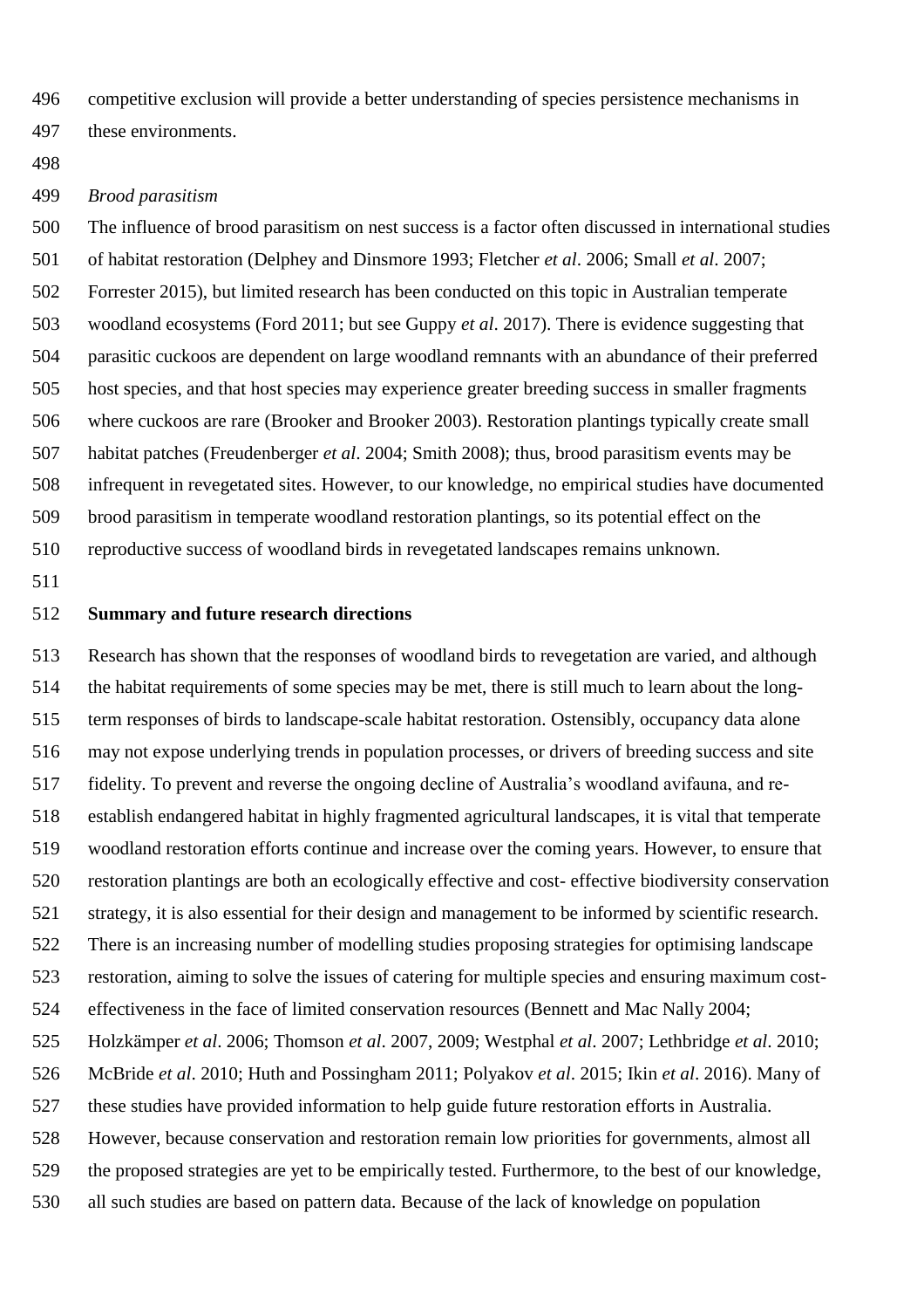competitive exclusion will provide a better understanding of species persistence mechanisms in these environments.

*Brood parasitism*

The influence of brood parasitism on nest success is a factor often discussed in international studies of habitat restoration (Delphey and Dinsmore 1993; Fletcher *et al*. 2006; Small *et al*. 2007; Forrester 2015), but limited research has been conducted on this topic in Australian temperate woodland ecosystems (Ford 2011; but see Guppy *et al*. 2017). There is evidence suggesting that parasitic cuckoos are dependent on large woodland remnants with an abundance of their preferred host species, and that host species may experience greater breeding success in smaller fragments where cuckoos are rare (Brooker and Brooker 2003). Restoration plantings typically create small habitat patches (Freudenberger *et al*. 2004; Smith 2008); thus, brood parasitism events may be infrequent in revegetated sites. However, to our knowledge, no empirical studies have documented brood parasitism in temperate woodland restoration plantings, so its potential effect on the reproductive success of woodland birds in revegetated landscapes remains unknown.

## Summary and future research directions

Research has shown that the responses of woodland birds to revegetation are varied, and although the habitat requirements of some species may be met, there is still much to learn about the long-term responses of birds to landscape-scale habitat restoration. Ostensibly, occupancy data alone may not expose underlying trends in population processes, or drivers of breeding success and site fidelity. To prevent and reverse the ongoing decline of Australia's woodland avifauna, and re-establish endangered habitat in highly fragmented agricultural landscapes, it is vital that temperate woodland restoration efforts continue and increase over the coming years. However, to ensure that restoration plantings are both an ecologically effective and cost- effective biodiversity conservation strategy, it is also essential for their design and management to be informed by scientific research. There is an increasing number of modelling studies proposing strategies for optimising landscape restoration, aiming to solve the issues of catering for multiple species and ensuring maximum cost-effectiveness in the face of limited conservation resources (Bennett and Mac Nally 2004; Holzkämper *et al*. 2006; Thomson *et al*. 2007, 2009; Westphal *et al*. 2007; Lethbridge *et al*. 2010; McBride *et al*. 2010; Huth and Possingham 2011; Polyakov *et al*. 2015; Ikin *et al*. 2016). Many of these studies have provided information to help guide future restoration efforts in Australia. However, because conservation and restoration remain low priorities for governments, almost all the proposed strategies are yet to be empirically tested. Furthermore, to the best of our knowledge, all such studies are based on pattern data. Because of the lack of knowledge on population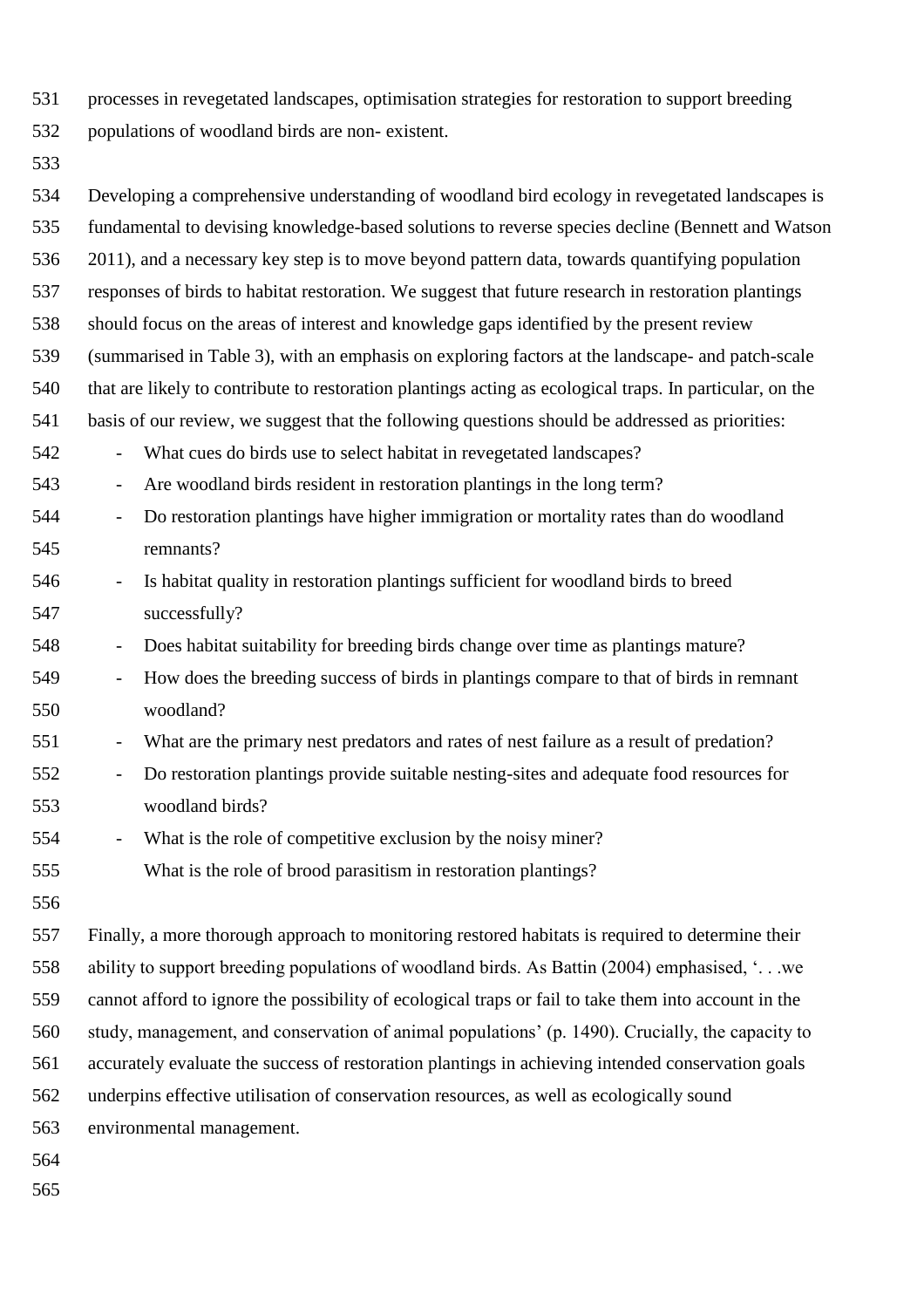processes in revegetated landscapes, optimisation strategies for restoration to support breeding populations of woodland birds are non- existent.

Developing a comprehensive understanding of woodland bird ecology in revegetated landscapes is fundamental to devising knowledge-based solutions to reverse species decline (Bennett and Watson 2011), and a necessary key step is to move beyond pattern data, towards quantifying population responses of birds to habitat restoration. We suggest that future research in restoration plantings should focus on the areas of interest and knowledge gaps identified by the present review (summarised in Table 3), with an emphasis on exploring factors at the landscape- and patch-scale that are likely to contribute to restoration plantings acting as ecological traps. In particular, on the basis of our review, we suggest that the following questions should be addressed as priorities:

- What cues do birds use to select habitat in revegetated landscapes?
- Are woodland birds resident in restoration plantings in the long term?
- Do restoration plantings have higher immigration or mortality rates than do woodland remnants?
- Is habitat quality in restoration plantings sufficient for woodland birds to breed successfully?
- Does habitat suitability for breeding birds change over time as plantings mature?
- How does the breeding success of birds in plantings compare to that of birds in remnant woodland?
- What are the primary nest predators and rates of nest failure as a result of predation?
- Do restoration plantings provide suitable nesting-sites and adequate food resources for woodland birds?
- What is the role of competitive exclusion by the noisy miner?
- What is the role of brood parasitism in restoration plantings?

Finally, a more thorough approach to monitoring restored habitats is required to determine their ability to support breeding populations of woodland birds. As Battin (2004) emphasised, '. . .we cannot afford to ignore the possibility of ecological traps or fail to take them into account in the study, management, and conservation of animal populations' (p. 1490). Crucially, the capacity to accurately evaluate the success of restoration plantings in achieving intended conservation goals underpins effective utilisation of conservation resources, as well as ecologically sound environmental management.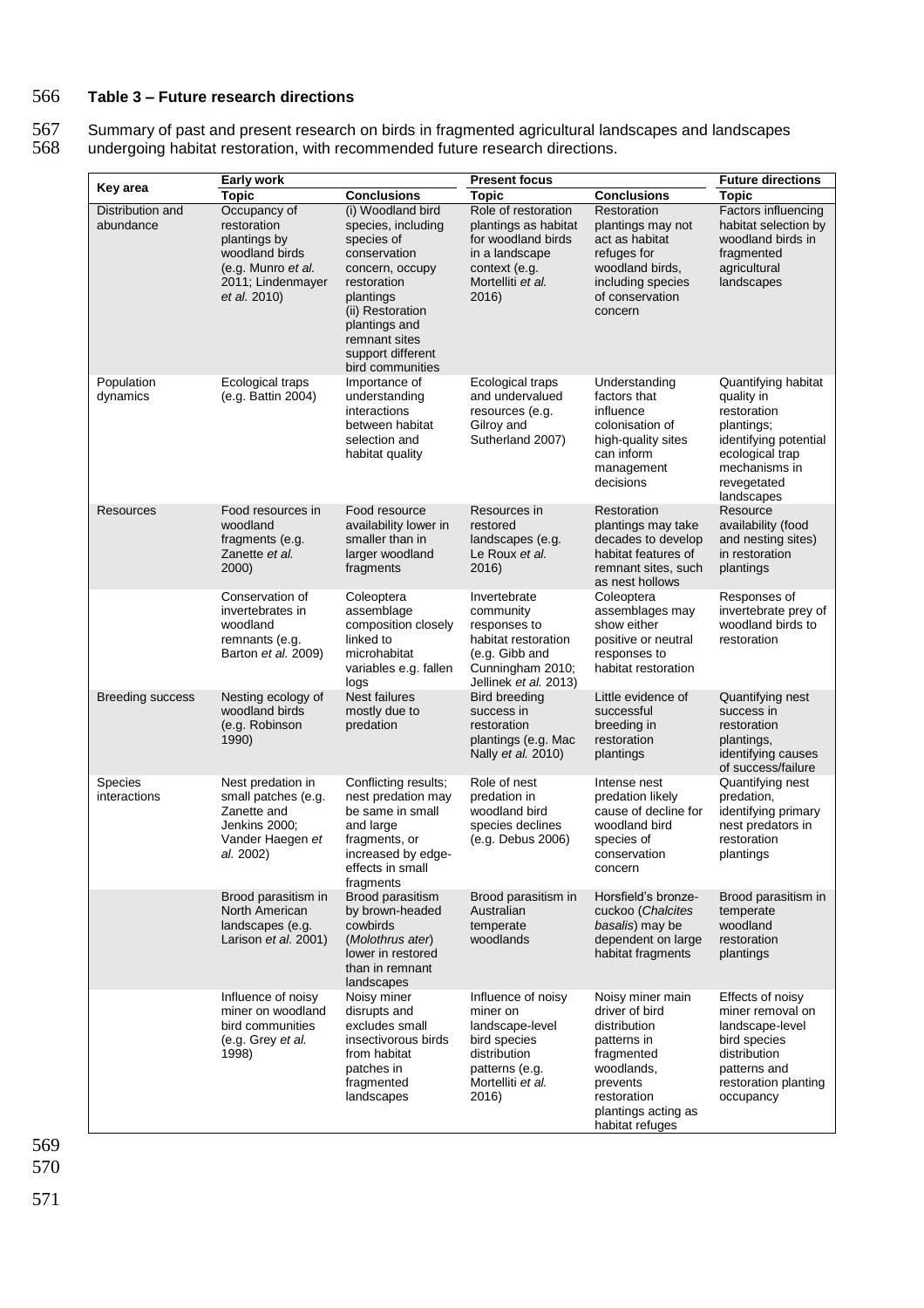**Table 3 – Future research directions**

Summary of past and present research on birds in fragmented agricultural landscapes and landscapes undergoing habitat restoration, with recommended future research directions.

| Key area | Early work | | Present focus | | Future directions |
|---|---|---|---|---|---|
| | **Topic** | **Conclusions** | **Topic** | **Conclusions** | **Topic** |
| Distribution and abundance | Occupancy of restoration plantings by woodland birds (e.g. Munro *et al.* 2011; Lindenmayer *et al.* 2010) | (i) Woodland bird species, including species of conservation concern, occupy restoration plantings (ii) Restoration plantings and remnant sites support different bird communities | Role of restoration plantings as habitat for woodland birds in a landscape context (e.g. Mortelliti *et al.* 2016) | Restoration plantings may not act as habitat refuges for woodland birds, including species of conservation concern | Factors influencing habitat selection by woodland birds in fragmented agricultural landscapes |
| Population dynamics | Ecological traps (e.g. Battin 2004) | Importance of understanding interactions between habitat selection and habitat quality | Ecological traps and undervalued resources (e.g. Gilroy and Sutherland 2007) | Understanding factors that influence colonisation of high-quality sites can inform management decisions | Quantifying habitat quality in restoration plantings; identifying potential ecological trap mechanisms in revegetated landscapes |
| Resources | Food resources in woodland fragments (e.g. Zanette *et al.* 2000) | Food resource availability lower in smaller than in larger woodland fragments | Resources in restored landscapes (e.g. Le Roux *et al.* 2016) | Restoration plantings may take decades to develop habitat features of remnant sites, such as nest hollows | Resource availability (food and nesting sites) in restoration plantings |
| | Conservation of invertebrates in woodland remnants (e.g. Barton *et al.* 2009) | Coleoptera assemblage composition closely linked to microhabitat variables e.g. fallen logs | Invertebrate community responses to habitat restoration (e.g. Gibb and Cunningham 2010; Jellinek *et al.* 2013) | Coleoptera assemblages may show either positive or neutral responses to habitat restoration | Responses of invertebrate prey of woodland birds to restoration |
| Breeding success | Nesting ecology of woodland birds (e.g. Robinson 1990) | Nest failures mostly due to predation | Bird breeding success in restoration plantings (e.g. Mac Nally *et al.* 2010) | Little evidence of successful breeding in restoration plantings | Quantifying nest success in restoration plantings, identifying causes of success/failure |
| Species interactions | Nest predation in small patches (e.g. Zanette and Jenkins 2000; Vander Haegen *et al.* 2002) | Conflicting results; nest predation may be the same in small and large fragments, or increased by edge-effects in small fragments | Role of nest predation in woodland bird species declines (e.g. Debus 2006) | Intense nest predation likely cause of decline for woodland bird species of conservation concern | Quantifying nest predation, identifying primary nest predators in restoration plantings |
| | Brood parasitism in North American landscapes (e.g. Larison *et al.* 2001) | Brood parasitism by brown-headed cowbirds (*Molothrus ater*) lower in restored than in remnant landscapes | Brood parasitism in Australian temperate woodlands | Horsfield's bronze-cuckoo (*Chalcites basalis*) may be dependent on large habitat fragments | Brood parasitism in temperate woodland restoration plantings |
| | Influence of noisy miner on woodland bird communities (e.g. Grey *et al.* 1998) | Noisy miner disrupts and excludes small insectivorous birds from habitat patches in fragmented landscapes | Influence of noisy miner on landscape-level bird species distribution patterns (e.g. Mortelliti *et al.* 2016) | Noisy miner main driver of bird distribution patterns in fragmented woodlands, prevents restoration plantings acting as habitat refuges | Effects of noisy miner removal on landscape-level bird species distribution patterns and restoration planting occupancy |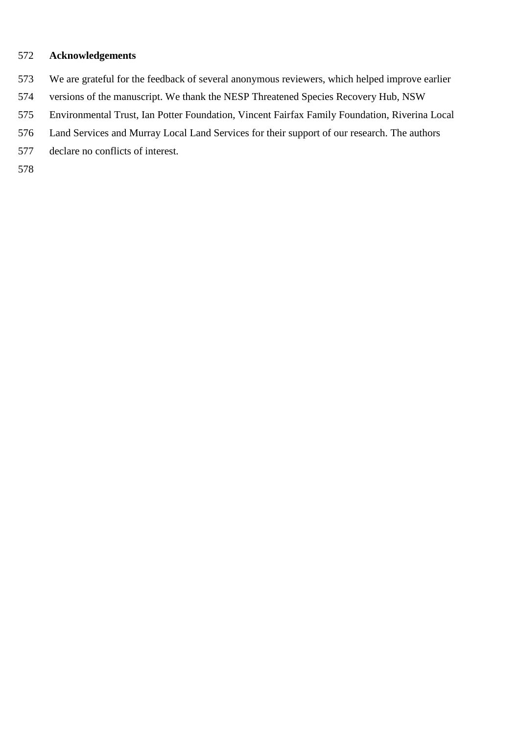## Acknowledgements

We are grateful for the feedback of several anonymous reviewers, which helped improve earlier versions of the manuscript. We thank the NESP Threatened Species Recovery Hub, NSW Environmental Trust, Ian Potter Foundation, Vincent Fairfax Family Foundation, Riverina Local Land Services and Murray Local Land Services for their support of our research. The authors declare no conflicts of interest.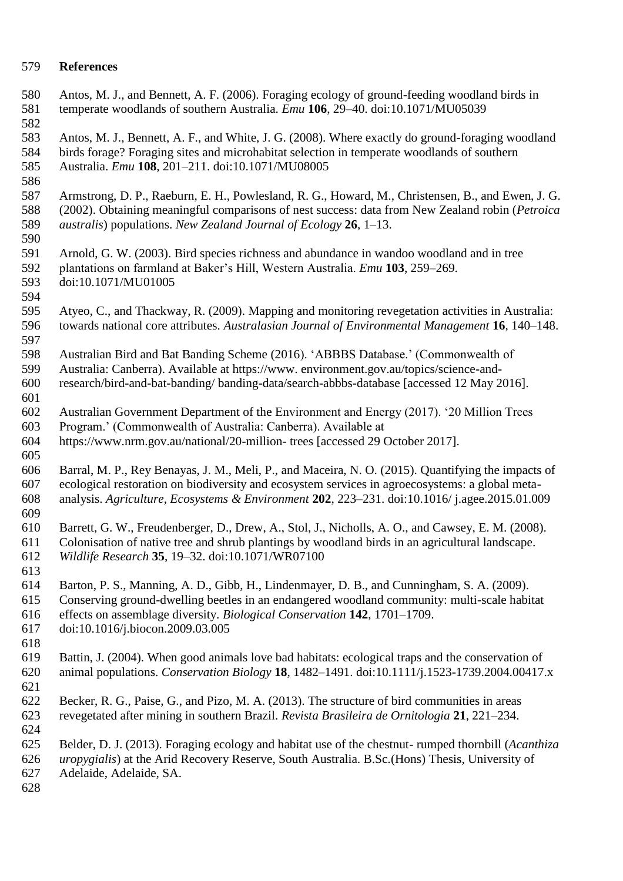# References

Antos, M. J., and Bennett, A. F. (2006). Foraging ecology of ground-feeding woodland birds in temperate woodlands of southern Australia. *Emu* **106**, 29–40. doi:10.1071/MU05039

Antos, M. J., Bennett, A. F., and White, J. G. (2008). Where exactly do ground-foraging woodland birds forage? Foraging sites and microhabitat selection in temperate woodlands of southern Australia. *Emu* **108**, 201–211. doi:10.1071/MU08005

Armstrong, D. P., Raeburn, E. H., Powlesland, R. G., Howard, M., Christensen, B., and Ewen, J. G. (2002). Obtaining meaningful comparisons of nest success: data from New Zealand robin (*Petroica australis*) populations. *New Zealand Journal of Ecology* **26**, 1–13.

Arnold, G. W. (2003). Bird species richness and abundance in wandoo woodland and in tree plantations on farmland at Baker's Hill, Western Australia. *Emu* **103**, 259–269. doi:10.1071/MU01005

Atyeo, C., and Thackway, R. (2009). Mapping and monitoring revegetation activities in Australia: towards national core attributes. *Australasian Journal of Environmental Management* **16**, 140–148.

Australian Bird and Bat Banding Scheme (2016). 'ABBBS Database.' (Commonwealth of Australia: Canberra). Available at https://www. environment.gov.au/topics/science-and-research/bird-and-bat-banding/ banding-data/search-abbbs-database [accessed 12 May 2016].

Australian Government Department of the Environment and Energy (2017). '20 Million Trees Program.' (Commonwealth of Australia: Canberra). Available at https://www.nrm.gov.au/national/20-million- trees [accessed 29 October 2017].

Barral, M. P., Rey Benayas, J. M., Meli, P., and Maceira, N. O. (2015). Quantifying the impacts of ecological restoration on biodiversity and ecosystem services in agroecosystems: a global meta-analysis. *Agriculture, Ecosystems & Environment* **202**, 223–231. doi:10.1016/ j.agee.2015.01.009

Barrett, G. W., Freudenberger, D., Drew, A., Stol, J., Nicholls, A. O., and Cawsey, E. M. (2008). Colonisation of native tree and shrub plantings by woodland birds in an agricultural landscape. *Wildlife Research* **35**, 19–32. doi:10.1071/WR07100

Barton, P. S., Manning, A. D., Gibb, H., Lindenmayer, D. B., and Cunningham, S. A. (2009). Conserving ground-dwelling beetles in an endangered woodland community: multi-scale habitat effects on assemblage diversity. *Biological Conservation* **142**, 1701–1709. doi:10.1016/j.biocon.2009.03.005

Battin, J. (2004). When good animals love bad habitats: ecological traps and the conservation of animal populations. *Conservation Biology* **18**, 1482–1491. doi:10.1111/j.1523-1739.2004.00417.x

Becker, R. G., Paise, G., and Pizo, M. A. (2013). The structure of bird communities in areas revegetated after mining in southern Brazil. *Revista Brasileira de Ornitologia* **21**, 221–234.

Belder, D. J. (2013). Foraging ecology and habitat use of the chestnut- rumped thornbill (*Acanthiza uropygialis*) at the Arid Recovery Reserve, South Australia. B.Sc.(Hons) Thesis, University of Adelaide, Adelaide, SA.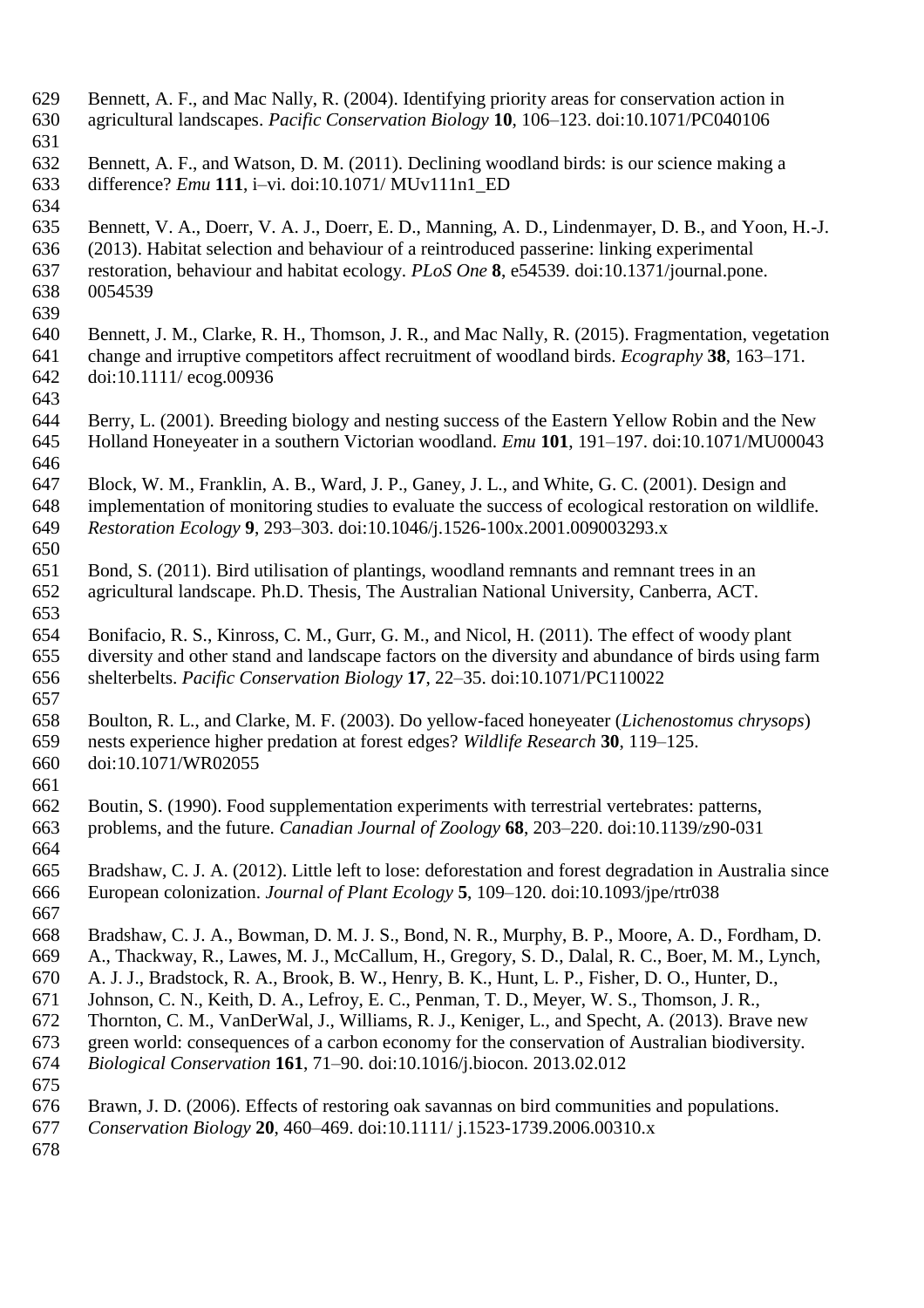Bennett, A. F., and Mac Nally, R. (2004). Identifying priority areas for conservation action in agricultural landscapes. *Pacific Conservation Biology* **10**, 106–123. doi:10.1071/PC040106

Bennett, A. F., and Watson, D. M. (2011). Declining woodland birds: is our science making a difference? *Emu* **111**, i–vi. doi:10.1071/ MUv111n1_ED

Bennett, V. A., Doerr, V. A. J., Doerr, E. D., Manning, A. D., Lindenmayer, D. B., and Yoon, H.-J. (2013). Habitat selection and behaviour of a reintroduced passerine: linking experimental restoration, behaviour and habitat ecology. *PLoS One* **8**, e54539. doi:10.1371/journal.pone. 0054539

Bennett, J. M., Clarke, R. H., Thomson, J. R., and Mac Nally, R. (2015). Fragmentation, vegetation change and irruptive competitors affect recruitment of woodland birds. *Ecography* **38**, 163–171. doi:10.1111/ ecog.00936

Berry, L. (2001). Breeding biology and nesting success of the Eastern Yellow Robin and the New Holland Honeyeater in a southern Victorian woodland. *Emu* **101**, 191–197. doi:10.1071/MU00043

Block, W. M., Franklin, A. B., Ward, J. P., Ganey, J. L., and White, G. C. (2001). Design and implementation of monitoring studies to evaluate the success of ecological restoration on wildlife. *Restoration Ecology* **9**, 293–303. doi:10.1046/j.1526-100x.2001.009003293.x

Bond, S. (2011). Bird utilisation of plantings, woodland remnants and remnant trees in an agricultural landscape. Ph.D. Thesis, The Australian National University, Canberra, ACT.

Bonifacio, R. S., Kinross, C. M., Gurr, G. M., and Nicol, H. (2011). The effect of woody plant diversity and other stand and landscape factors on the diversity and abundance of birds using farm shelterbelts. *Pacific Conservation Biology* **17**, 22–35. doi:10.1071/PC110022

Boulton, R. L., and Clarke, M. F. (2003). Do yellow-faced honeyeater (*Lichenostomus chrysops*) nests experience higher predation at forest edges? *Wildlife Research* **30**, 119–125. doi:10.1071/WR02055

Boutin, S. (1990). Food supplementation experiments with terrestrial vertebrates: patterns, problems, and the future. *Canadian Journal of Zoology* **68**, 203–220. doi:10.1139/z90-031

Bradshaw, C. J. A. (2012). Little left to lose: deforestation and forest degradation in Australia since European colonization. *Journal of Plant Ecology* **5**, 109–120. doi:10.1093/jpe/rtr038

Bradshaw, C. J. A., Bowman, D. M. J. S., Bond, N. R., Murphy, B. P., Moore, A. D., Fordham, D. A., Thackway, R., Lawes, M. J., McCallum, H., Gregory, S. D., Dalal, R. C., Boer, M. M., Lynch, A. J. J., Bradstock, R. A., Brook, B. W., Henry, B. K., Hunt, L. P., Fisher, D. O., Hunter, D., Johnson, C. N., Keith, D. A., Lefroy, E. C., Penman, T. D., Meyer, W. S., Thomson, J. R., Thornton, C. M., VanDerWal, J., Williams, R. J., Keniger, L., and Specht, A. (2013). Brave new green world: consequences of a carbon economy for the conservation of Australian biodiversity. *Biological Conservation* **161**, 71–90. doi:10.1016/j.biocon. 2013.02.012

Brawn, J. D. (2006). Effects of restoring oak savannas on bird communities and populations. *Conservation Biology* **20**, 460–469. doi:10.1111/ j.1523-1739.2006.00310.x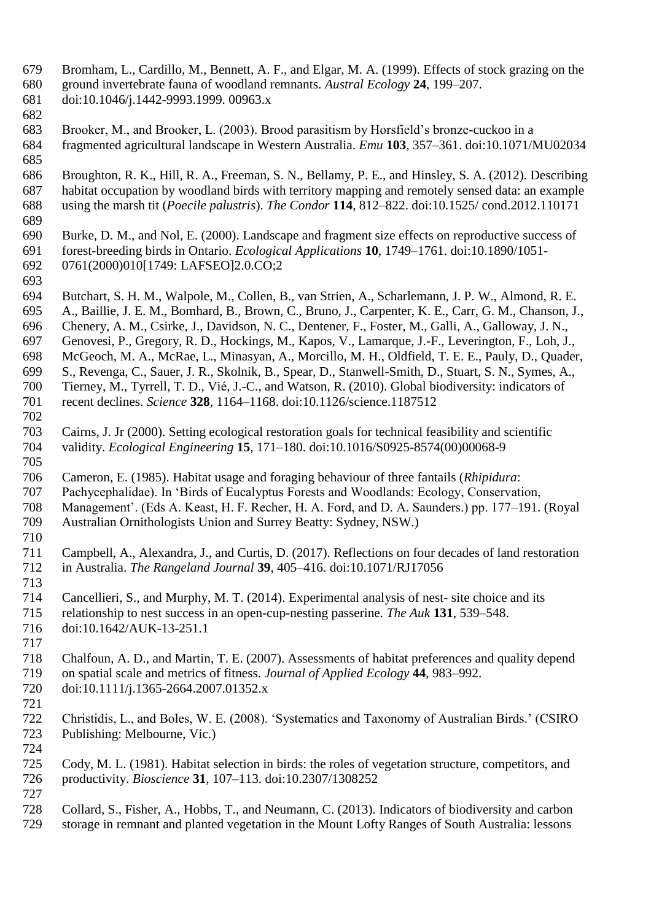Bromham, L., Cardillo, M., Bennett, A. F., and Elgar, M. A. (1999). Effects of stock grazing on the ground invertebrate fauna of woodland remnants. *Austral Ecology* **24**, 199–207. doi:10.1046/j.1442-9993.1999. 00963.x

Brooker, M., and Brooker, L. (2003). Brood parasitism by Horsfield's bronze-cuckoo in a fragmented agricultural landscape in Western Australia. *Emu* **103**, 357–361. doi:10.1071/MU02034

Broughton, R. K., Hill, R. A., Freeman, S. N., Bellamy, P. E., and Hinsley, S. A. (2012). Describing habitat occupation by woodland birds with territory mapping and remotely sensed data: an example using the marsh tit (*Poecile palustris*). *The Condor* **114**, 812–822. doi:10.1525/ cond.2012.110171

Burke, D. M., and Nol, E. (2000). Landscape and fragment size effects on reproductive success of forest-breeding birds in Ontario. *Ecological Applications* **10**, 1749–1761. doi:10.1890/1051-0761(2000)010[1749: LAFSEO]2.0.CO;2

Butchart, S. H. M., Walpole, M., Collen, B., van Strien, A., Scharlemann, J. P. W., Almond, R. E. A., Baillie, J. E. M., Bomhard, B., Brown, C., Bruno, J., Carpenter, K. E., Carr, G. M., Chanson, J., Chenery, A. M., Csirke, J., Davidson, N. C., Dentener, F., Foster, M., Galli, A., Galloway, J. N., Genovesi, P., Gregory, R. D., Hockings, M., Kapos, V., Lamarque, J.-F., Leverington, F., Loh, J., McGeoch, M. A., McRae, L., Minasyan, A., Morcillo, M. H., Oldfield, T. E. E., Pauly, D., Quader, S., Revenga, C., Sauer, J. R., Skolnik, B., Spear, D., Stanwell-Smith, D., Stuart, S. N., Symes, A., Tierney, M., Tyrrell, T. D., Vié, J.-C., and Watson, R. (2010). Global biodiversity: indicators of recent declines. *Science* **328**, 1164–1168. doi:10.1126/science.1187512

Cairns, J. Jr (2000). Setting ecological restoration goals for technical feasibility and scientific validity. *Ecological Engineering* **15**, 171–180. doi:10.1016/S0925-8574(00)00068-9

Cameron, E. (1985). Habitat usage and foraging behaviour of three fantails (*Rhipidura*: Pachycephalidae). In 'Birds of Eucalyptus Forests and Woodlands: Ecology, Conservation, Management'. (Eds A. Keast, H. F. Recher, H. A. Ford, and D. A. Saunders.) pp. 177–191. (Royal Australian Ornithologists Union and Surrey Beatty: Sydney, NSW.)

Campbell, A., Alexandra, J., and Curtis, D. (2017). Reflections on four decades of land restoration in Australia. *The Rangeland Journal* **39**, 405–416. doi:10.1071/RJ17056

Cancellieri, S., and Murphy, M. T. (2014). Experimental analysis of nest- site choice and its relationship to nest success in an open-cup-nesting passerine. *The Auk* **131**, 539–548. doi:10.1642/AUK-13-251.1

Chalfoun, A. D., and Martin, T. E. (2007). Assessments of habitat preferences and quality depend on spatial scale and metrics of fitness. *Journal of Applied Ecology* **44**, 983–992. doi:10.1111/j.1365-2664.2007.01352.x

Christidis, L., and Boles, W. E. (2008). 'Systematics and Taxonomy of Australian Birds.' (CSIRO Publishing: Melbourne, Vic.)

Cody, M. L. (1981). Habitat selection in birds: the roles of vegetation structure, competitors, and productivity. *Bioscience* **31**, 107–113. doi:10.2307/1308252

Collard, S., Fisher, A., Hobbs, T., and Neumann, C. (2013). Indicators of biodiversity and carbon storage in remnant and planted vegetation in the Mount Lofty Ranges of South Australia: lessons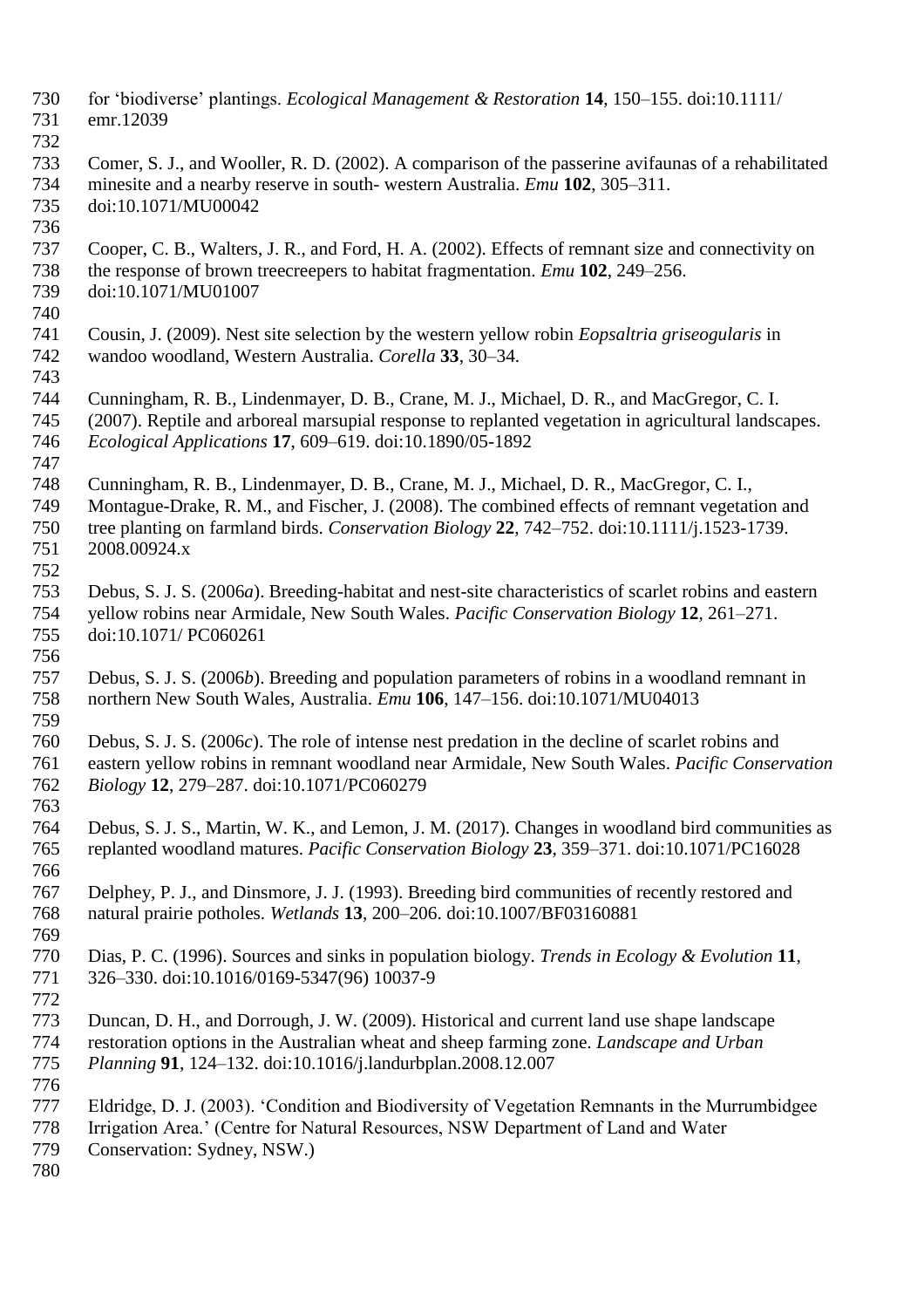for 'biodiverse' plantings. *Ecological Management & Restoration* **14**, 150–155. doi:10.1111/emr.12039

Comer, S. J., and Wooller, R. D. (2002). A comparison of the passerine avifaunas of a rehabilitated minesite and a nearby reserve in south- western Australia. *Emu* **102**, 305–311. doi:10.1071/MU00042

Cooper, C. B., Walters, J. R., and Ford, H. A. (2002). Effects of remnant size and connectivity on the response of brown treecreepers to habitat fragmentation. *Emu* **102**, 249–256. doi:10.1071/MU01007

Cousin, J. (2009). Nest site selection by the western yellow robin *Eopsaltria griseogularis* in wandoo woodland, Western Australia. *Corella* **33**, 30–34.

Cunningham, R. B., Lindenmayer, D. B., Crane, M. J., Michael, D. R., and MacGregor, C. I. (2007). Reptile and arboreal marsupial response to replanted vegetation in agricultural landscapes. *Ecological Applications* **17**, 609–619. doi:10.1890/05-1892

Cunningham, R. B., Lindenmayer, D. B., Crane, M. J., Michael, D. R., MacGregor, C. I., Montague-Drake, R. M., and Fischer, J. (2008). The combined effects of remnant vegetation and tree planting on farmland birds. *Conservation Biology* **22**, 742–752. doi:10.1111/j.1523-1739.2008.00924.x

Debus, S. J. S. (2006*a*). Breeding-habitat and nest-site characteristics of scarlet robins and eastern yellow robins near Armidale, New South Wales. *Pacific Conservation Biology* **12**, 261–271. doi:10.1071/ PC060261

Debus, S. J. S. (2006*b*). Breeding and population parameters of robins in a woodland remnant in northern New South Wales, Australia. *Emu* **106**, 147–156. doi:10.1071/MU04013

Debus, S. J. S. (2006*c*). The role of intense nest predation in the decline of scarlet robins and eastern yellow robins in remnant woodland near Armidale, New South Wales. *Pacific Conservation Biology* **12**, 279–287. doi:10.1071/PC060279

Debus, S. J. S., Martin, W. K., and Lemon, J. M. (2017). Changes in woodland bird communities as replanted woodland matures. *Pacific Conservation Biology* **23**, 359–371. doi:10.1071/PC16028

Delphey, P. J., and Dinsmore, J. J. (1993). Breeding bird communities of recently restored and natural prairie potholes. *Wetlands* **13**, 200–206. doi:10.1007/BF03160881

Dias, P. C. (1996). Sources and sinks in population biology. *Trends in Ecology & Evolution* **11**, 326–330. doi:10.1016/0169-5347(96) 10037-9

Duncan, D. H., and Dorrough, J. W. (2009). Historical and current land use shape landscape restoration options in the Australian wheat and sheep farming zone. *Landscape and Urban Planning* **91**, 124–132. doi:10.1016/j.landurbplan.2008.12.007

Eldridge, D. J. (2003). 'Condition and Biodiversity of Vegetation Remnants in the Murrumbidgee Irrigation Area.' (Centre for Natural Resources, NSW Department of Land and Water Conservation: Sydney, NSW.)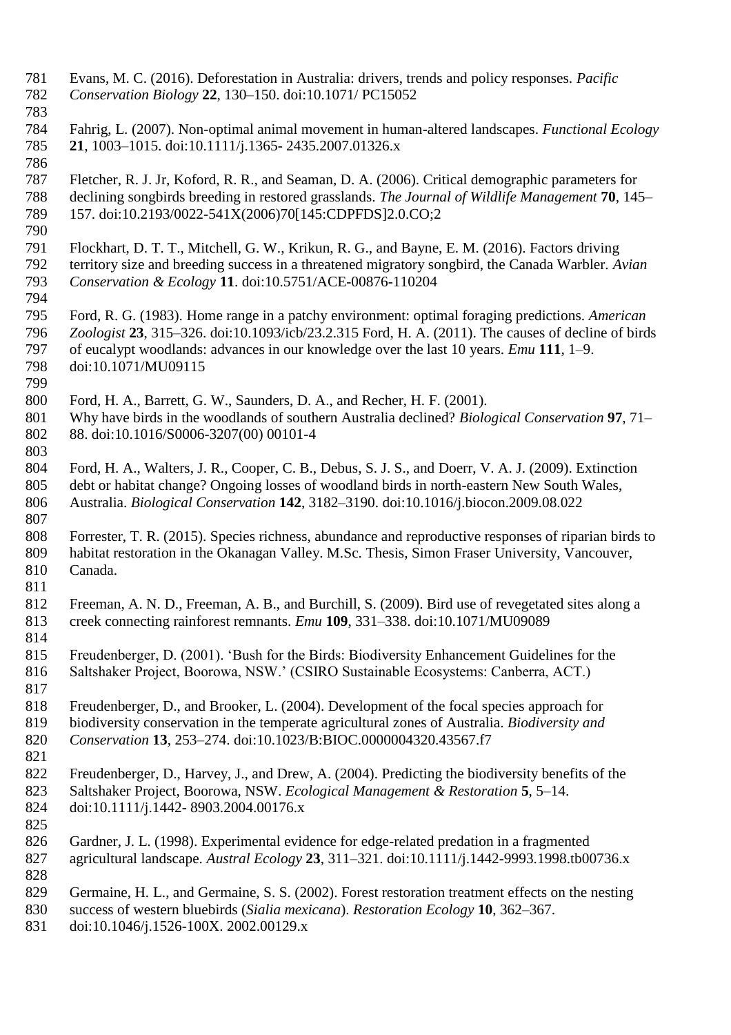Evans, M. C. (2016). Deforestation in Australia: drivers, trends and policy responses. *Pacific Conservation Biology* **22**, 130–150. doi:10.1071/ PC15052

Fahrig, L. (2007). Non-optimal animal movement in human-altered landscapes. *Functional Ecology* **21**, 1003–1015. doi:10.1111/j.1365- 2435.2007.01326.x

Fletcher, R. J. Jr, Koford, R. R., and Seaman, D. A. (2006). Critical demographic parameters for declining songbirds breeding in restored grasslands. *The Journal of Wildlife Management* **70**, 145–157. doi:10.2193/0022-541X(2006)70[145:CDPFDS]2.0.CO;2

Flockhart, D. T. T., Mitchell, G. W., Krikun, R. G., and Bayne, E. M. (2016). Factors driving territory size and breeding success in a threatened migratory songbird, the Canada Warbler. *Avian Conservation & Ecology* **11**. doi:10.5751/ACE-00876-110204

Ford, R. G. (1983). Home range in a patchy environment: optimal foraging predictions. *American Zoologist* **23**, 315–326. doi:10.1093/icb/23.2.315 Ford, H. A. (2011). The causes of decline of birds of eucalypt woodlands: advances in our knowledge over the last 10 years. *Emu* **111**, 1–9. doi:10.1071/MU09115

Ford, H. A., Barrett, G. W., Saunders, D. A., and Recher, H. F. (2001). Why have birds in the woodlands of southern Australia declined? *Biological Conservation* **97**, 71–88. doi:10.1016/S0006-3207(00) 00101-4

Ford, H. A., Walters, J. R., Cooper, C. B., Debus, S. J. S., and Doerr, V. A. J. (2009). Extinction debt or habitat change? Ongoing losses of woodland birds in north-eastern New South Wales, Australia. *Biological Conservation* **142**, 3182–3190. doi:10.1016/j.biocon.2009.08.022

Forrester, T. R. (2015). Species richness, abundance and reproductive responses of riparian birds to habitat restoration in the Okanagan Valley. M.Sc. Thesis, Simon Fraser University, Vancouver, Canada.

Freeman, A. N. D., Freeman, A. B., and Burchill, S. (2009). Bird use of revegetated sites along a creek connecting rainforest remnants. *Emu* **109**, 331–338. doi:10.1071/MU09089

Freudenberger, D. (2001). 'Bush for the Birds: Biodiversity Enhancement Guidelines for the Saltshaker Project, Boorowa, NSW.' (CSIRO Sustainable Ecosystems: Canberra, ACT.)

Freudenberger, D., and Brooker, L. (2004). Development of the focal species approach for biodiversity conservation in the temperate agricultural zones of Australia. *Biodiversity and Conservation* **13**, 253–274. doi:10.1023/B:BIOC.0000004320.43567.f7

Freudenberger, D., Harvey, J., and Drew, A. (2004). Predicting the biodiversity benefits of the Saltshaker Project, Boorowa, NSW. *Ecological Management & Restoration* **5**, 5–14. doi:10.1111/j.1442- 8903.2004.00176.x

Gardner, J. L. (1998). Experimental evidence for edge-related predation in a fragmented agricultural landscape. *Austral Ecology* **23**, 311–321. doi:10.1111/j.1442-9993.1998.tb00736.x

Germaine, H. L., and Germaine, S. S. (2002). Forest restoration treatment effects on the nesting success of western bluebirds (*Sialia mexicana*). *Restoration Ecology* **10**, 362–367. doi:10.1046/j.1526-100X. 2002.00129.x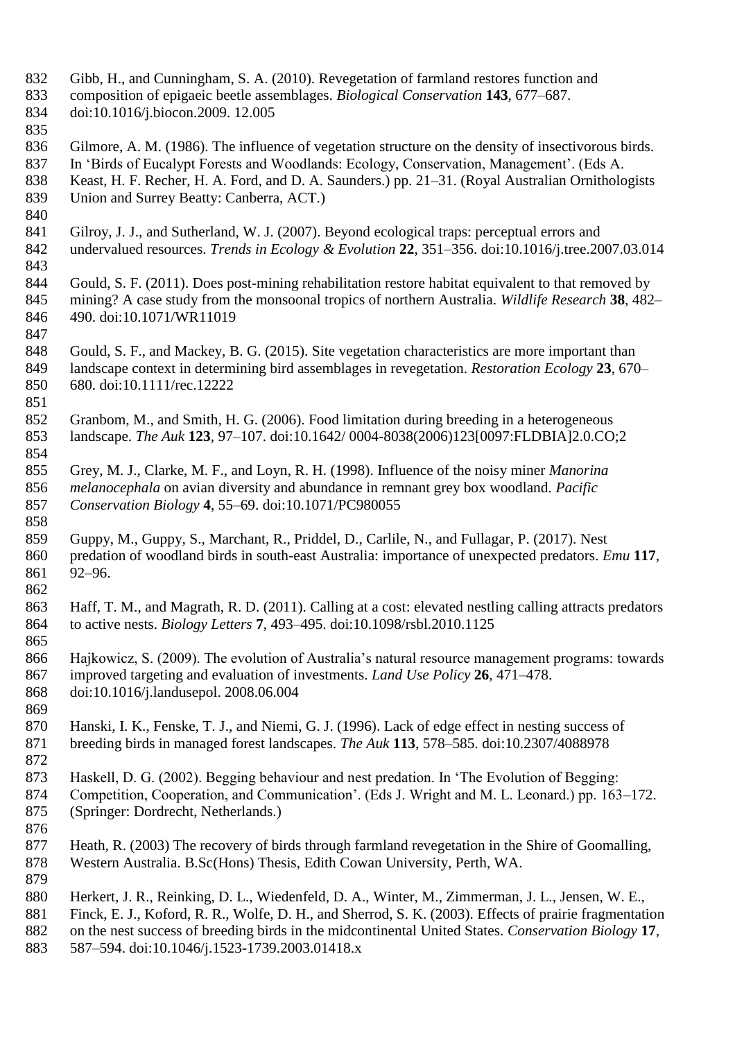Gibb, H., and Cunningham, S. A. (2010). Revegetation of farmland restores function and composition of epigaeic beetle assemblages. *Biological Conservation* **143**, 677–687. doi:10.1016/j.biocon.2009. 12.005

Gilmore, A. M. (1986). The influence of vegetation structure on the density of insectivorous birds. In 'Birds of Eucalypt Forests and Woodlands: Ecology, Conservation, Management'. (Eds A. Keast, H. F. Recher, H. A. Ford, and D. A. Saunders.) pp. 21–31. (Royal Australian Ornithologists Union and Surrey Beatty: Canberra, ACT.)

Gilroy, J. J., and Sutherland, W. J. (2007). Beyond ecological traps: perceptual errors and undervalued resources. *Trends in Ecology & Evolution* **22**, 351–356. doi:10.1016/j.tree.2007.03.014

Gould, S. F. (2011). Does post-mining rehabilitation restore habitat equivalent to that removed by mining? A case study from the monsoonal tropics of northern Australia. *Wildlife Research* **38**, 482–490. doi:10.1071/WR11019

Gould, S. F., and Mackey, B. G. (2015). Site vegetation characteristics are more important than landscape context in determining bird assemblages in revegetation. *Restoration Ecology* **23**, 670–680. doi:10.1111/rec.12222

Granbom, M., and Smith, H. G. (2006). Food limitation during breeding in a heterogeneous landscape. *The Auk* **123**, 97–107. doi:10.1642/ 0004-8038(2006)123[0097:FLDBIA]2.0.CO;2

Grey, M. J., Clarke, M. F., and Loyn, R. H. (1998). Influence of the noisy miner *Manorina melanocephala* on avian diversity and abundance in remnant grey box woodland. *Pacific Conservation Biology* **4**, 55–69. doi:10.1071/PC980055

Guppy, M., Guppy, S., Marchant, R., Priddel, D., Carlile, N., and Fullagar, P. (2017). Nest predation of woodland birds in south-east Australia: importance of unexpected predators. *Emu* **117**, 92–96.

Haff, T. M., and Magrath, R. D. (2011). Calling at a cost: elevated nestling calling attracts predators to active nests. *Biology Letters* **7**, 493–495. doi:10.1098/rsbl.2010.1125

Hajkowicz, S. (2009). The evolution of Australia's natural resource management programs: towards improved targeting and evaluation of investments. *Land Use Policy* **26**, 471–478. doi:10.1016/j.landusepol. 2008.06.004

Hanski, I. K., Fenske, T. J., and Niemi, G. J. (1996). Lack of edge effect in nesting success of breeding birds in managed forest landscapes. *The Auk* **113**, 578–585. doi:10.2307/4088978

Haskell, D. G. (2002). Begging behaviour and nest predation. In 'The Evolution of Begging: Competition, Cooperation, and Communication'. (Eds J. Wright and M. L. Leonard.) pp. 163–172. (Springer: Dordrecht, Netherlands.)

Heath, R. (2003) The recovery of birds through farmland revegetation in the Shire of Goomalling, Western Australia. B.Sc(Hons) Thesis, Edith Cowan University, Perth, WA.

Herkert, J. R., Reinking, D. L., Wiedenfeld, D. A., Winter, M., Zimmerman, J. L., Jensen, W. E., Finck, E. J., Koford, R. R., Wolfe, D. H., and Sherrod, S. K. (2003). Effects of prairie fragmentation on the nest success of breeding birds in the midcontinental United States. *Conservation Biology* **17**, 587–594. doi:10.1046/j.1523-1739.2003.01418.x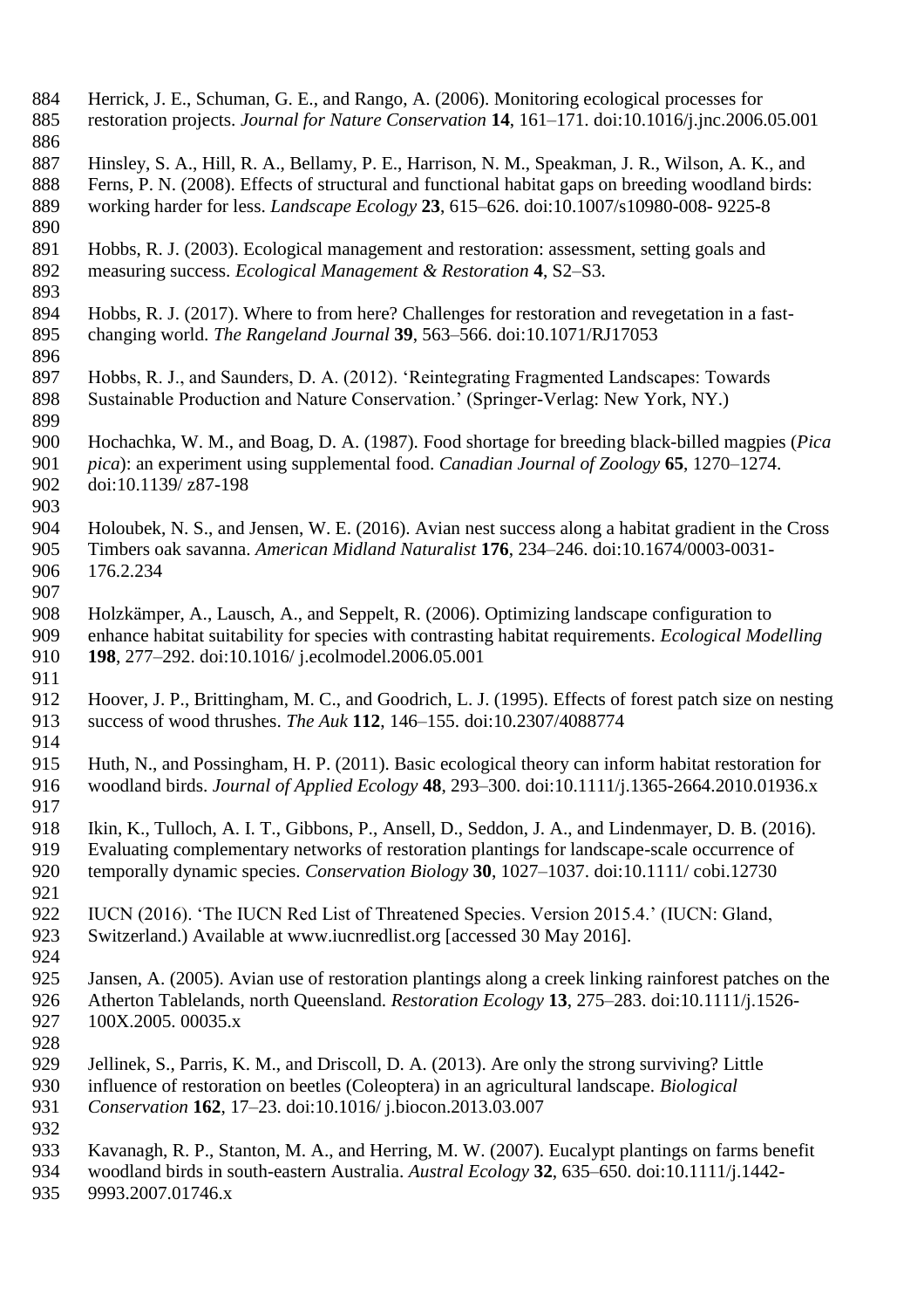Herrick, J. E., Schuman, G. E., and Rango, A. (2006). Monitoring ecological processes for restoration projects. *Journal for Nature Conservation* **14**, 161–171. doi:10.1016/j.jnc.2006.05.001

Hinsley, S. A., Hill, R. A., Bellamy, P. E., Harrison, N. M., Speakman, J. R., Wilson, A. K., and Ferns, P. N. (2008). Effects of structural and functional habitat gaps on breeding woodland birds: working harder for less. *Landscape Ecology* **23**, 615–626. doi:10.1007/s10980-008- 9225-8

Hobbs, R. J. (2003). Ecological management and restoration: assessment, setting goals and measuring success. *Ecological Management & Restoration* **4**, S2–S3.

Hobbs, R. J. (2017). Where to from here? Challenges for restoration and revegetation in a fast-changing world. *The Rangeland Journal* **39**, 563–566. doi:10.1071/RJ17053

Hobbs, R. J., and Saunders, D. A. (2012). 'Reintegrating Fragmented Landscapes: Towards Sustainable Production and Nature Conservation.' (Springer-Verlag: New York, NY.)

Hochachka, W. M., and Boag, D. A. (1987). Food shortage for breeding black-billed magpies (*Pica pica*): an experiment using supplemental food. *Canadian Journal of Zoology* **65**, 1270–1274. doi:10.1139/ z87-198

Holoubek, N. S., and Jensen, W. E. (2016). Avian nest success along a habitat gradient in the Cross Timbers oak savanna. *American Midland Naturalist* **176**, 234–246. doi:10.1674/0003-0031-176.2.234

Holzkämper, A., Lausch, A., and Seppelt, R. (2006). Optimizing landscape configuration to enhance habitat suitability for species with contrasting habitat requirements. *Ecological Modelling* **198**, 277–292. doi:10.1016/ j.ecolmodel.2006.05.001

Hoover, J. P., Brittingham, M. C., and Goodrich, L. J. (1995). Effects of forest patch size on nesting success of wood thrushes. *The Auk* **112**, 146–155. doi:10.2307/4088774

Huth, N., and Possingham, H. P. (2011). Basic ecological theory can inform habitat restoration for woodland birds. *Journal of Applied Ecology* **48**, 293–300. doi:10.1111/j.1365-2664.2010.01936.x

Ikin, K., Tulloch, A. I. T., Gibbons, P., Ansell, D., Seddon, J. A., and Lindenmayer, D. B. (2016). Evaluating complementary networks of restoration plantings for landscape-scale occurrence of temporally dynamic species. *Conservation Biology* **30**, 1027–1037. doi:10.1111/ cobi.12730

IUCN (2016). 'The IUCN Red List of Threatened Species. Version 2015.4.' (IUCN: Gland, Switzerland.) Available at www.iucnredlist.org [accessed 30 May 2016].

Jansen, A. (2005). Avian use of restoration plantings along a creek linking rainforest patches on the Atherton Tablelands, north Queensland. *Restoration Ecology* **13**, 275–283. doi:10.1111/j.1526-100X.2005. 00035.x

Jellinek, S., Parris, K. M., and Driscoll, D. A. (2013). Are only the strong surviving? Little influence of restoration on beetles (Coleoptera) in an agricultural landscape. *Biological Conservation* **162**, 17–23. doi:10.1016/ j.biocon.2013.03.007

Kavanagh, R. P., Stanton, M. A., and Herring, M. W. (2007). Eucalypt plantings on farms benefit woodland birds in south-eastern Australia. *Austral Ecology* **32**, 635–650. doi:10.1111/j.1442-9993.2007.01746.x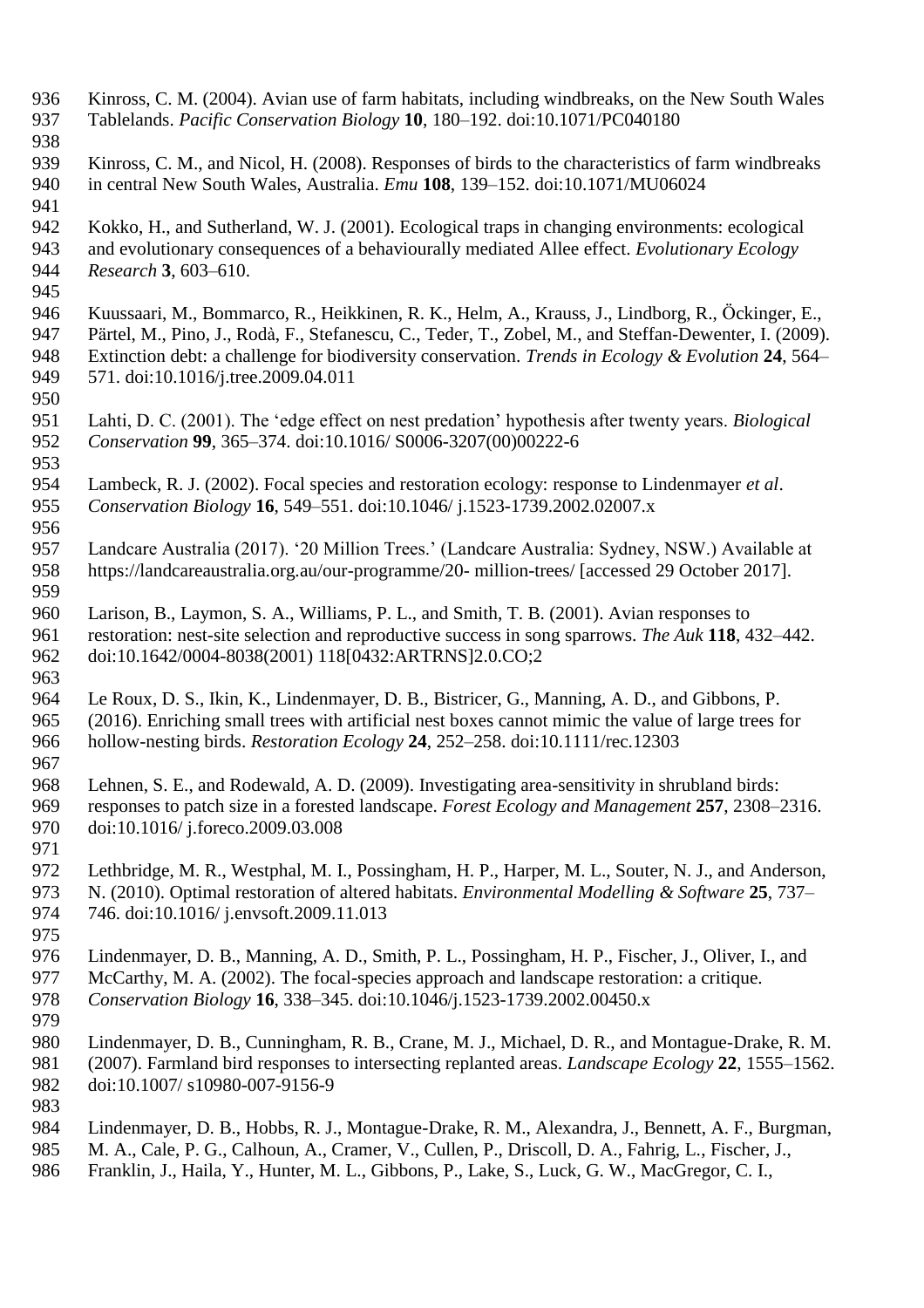Kinross, C. M. (2004). Avian use of farm habitats, including windbreaks, on the New South Wales Tablelands. *Pacific Conservation Biology* **10**, 180–192. doi:10.1071/PC040180

Kinross, C. M., and Nicol, H. (2008). Responses of birds to the characteristics of farm windbreaks in central New South Wales, Australia. *Emu* **108**, 139–152. doi:10.1071/MU06024

Kokko, H., and Sutherland, W. J. (2001). Ecological traps in changing environments: ecological and evolutionary consequences of a behaviourally mediated Allee effect. *Evolutionary Ecology Research* **3**, 603–610.

Kuussaari, M., Bommarco, R., Heikkinen, R. K., Helm, A., Krauss, J., Lindborg, R., Öckinger, E., Pärtel, M., Pino, J., Rodà, F., Stefanescu, C., Teder, T., Zobel, M., and Steffan-Dewenter, I. (2009). Extinction debt: a challenge for biodiversity conservation. *Trends in Ecology & Evolution* **24**, 564–571. doi:10.1016/j.tree.2009.04.011

Lahti, D. C. (2001). The 'edge effect on nest predation' hypothesis after twenty years. *Biological Conservation* **99**, 365–374. doi:10.1016/ S0006-3207(00)00222-6

Lambeck, R. J. (2002). Focal species and restoration ecology: response to Lindenmayer *et al*. *Conservation Biology* **16**, 549–551. doi:10.1046/ j.1523-1739.2002.02007.x

Landcare Australia (2017). '20 Million Trees.' (Landcare Australia: Sydney, NSW.) Available at https://landcareaustralia.org.au/our-programme/20- million-trees/ [accessed 29 October 2017].

Larison, B., Laymon, S. A., Williams, P. L., and Smith, T. B. (2001). Avian responses to restoration: nest-site selection and reproductive success in song sparrows. *The Auk* **118**, 432–442. doi:10.1642/0004-8038(2001) 118[0432:ARTRNS]2.0.CO;2

Le Roux, D. S., Ikin, K., Lindenmayer, D. B., Bistricer, G., Manning, A. D., and Gibbons, P. (2016). Enriching small trees with artificial nest boxes cannot mimic the value of large trees for hollow-nesting birds. *Restoration Ecology* **24**, 252–258. doi:10.1111/rec.12303

Lehnen, S. E., and Rodewald, A. D. (2009). Investigating area-sensitivity in shrubland birds: responses to patch size in a forested landscape. *Forest Ecology and Management* **257**, 2308–2316. doi:10.1016/ j.foreco.2009.03.008

Lethbridge, M. R., Westphal, M. I., Possingham, H. P., Harper, M. L., Souter, N. J., and Anderson, N. (2010). Optimal restoration of altered habitats. *Environmental Modelling & Software* **25**, 737–746. doi:10.1016/ j.envsoft.2009.11.013

Lindenmayer, D. B., Manning, A. D., Smith, P. L., Possingham, H. P., Fischer, J., Oliver, I., and McCarthy, M. A. (2002). The focal-species approach and landscape restoration: a critique. *Conservation Biology* **16**, 338–345. doi:10.1046/j.1523-1739.2002.00450.x

Lindenmayer, D. B., Cunningham, R. B., Crane, M. J., Michael, D. R., and Montague-Drake, R. M. (2007). Farmland bird responses to intersecting replanted areas. *Landscape Ecology* **22**, 1555–1562. doi:10.1007/ s10980-007-9156-9

Lindenmayer, D. B., Hobbs, R. J., Montague-Drake, R. M., Alexandra, J., Bennett, A. F., Burgman, M. A., Cale, P. G., Calhoun, A., Cramer, V., Cullen, P., Driscoll, D. A., Fahrig, L., Fischer, J., Franklin, J., Haila, Y., Hunter, M. L., Gibbons, P., Lake, S., Luck, G. W., MacGregor, C. I.,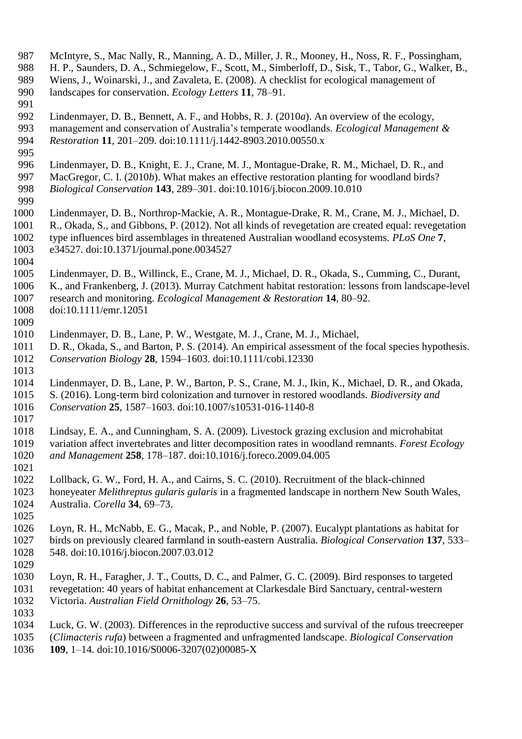McIntyre, S., Mac Nally, R., Manning, A. D., Miller, J. R., Mooney, H., Noss, R. F., Possingham, H. P., Saunders, D. A., Schmiegelow, F., Scott, M., Simberloff, D., Sisk, T., Tabor, G., Walker, B., Wiens, J., Woinarski, J., and Zavaleta, E. (2008). A checklist for ecological management of landscapes for conservation. *Ecology Letters* **11**, 78–91.

Lindenmayer, D. B., Bennett, A. F., and Hobbs, R. J. (2010*a*). An overview of the ecology, management and conservation of Australia's temperate woodlands. *Ecological Management & Restoration* **11**, 201–209. doi:10.1111/j.1442-8903.2010.00550.x

Lindenmayer, D. B., Knight, E. J., Crane, M. J., Montague-Drake, R. M., Michael, D. R., and MacGregor, C. I. (2010*b*). What makes an effective restoration planting for woodland birds? *Biological Conservation* **143**, 289–301. doi:10.1016/j.biocon.2009.10.010

Lindenmayer, D. B., Northrop-Mackie, A. R., Montague-Drake, R. M., Crane, M. J., Michael, D. R., Okada, S., and Gibbons, P. (2012). Not all kinds of revegetation are created equal: revegetation type influences bird assemblages in threatened Australian woodland ecosystems. *PLoS One* **7**, e34527. doi:10.1371/journal.pone.0034527

Lindenmayer, D. B., Willinck, E., Crane, M. J., Michael, D. R., Okada, S., Cumming, C., Durant, K., and Frankenberg, J. (2013). Murray Catchment habitat restoration: lessons from landscape-level research and monitoring. *Ecological Management & Restoration* **14**, 80–92. doi:10.1111/emr.12051

Lindenmayer, D. B., Lane, P. W., Westgate, M. J., Crane, M. J., Michael, D. R., Okada, S., and Barton, P. S. (2014). An empirical assessment of the focal species hypothesis. *Conservation Biology* **28**, 1594–1603. doi:10.1111/cobi.12330

Lindenmayer, D. B., Lane, P. W., Barton, P. S., Crane, M. J., Ikin, K., Michael, D. R., and Okada, S. (2016). Long-term bird colonization and turnover in restored woodlands. *Biodiversity and Conservation* **25**, 1587–1603. doi:10.1007/s10531-016-1140-8

Lindsay, E. A., and Cunningham, S. A. (2009). Livestock grazing exclusion and microhabitat variation affect invertebrates and litter decomposition rates in woodland remnants. *Forest Ecology and Management* **258**, 178–187. doi:10.1016/j.foreco.2009.04.005

Lollback, G. W., Ford, H. A., and Cairns, S. C. (2010). Recruitment of the black-chinned honeyeater *Melithreptus gularis gularis* in a fragmented landscape in northern New South Wales, Australia. *Corella* **34**, 69–73.

Loyn, R. H., McNabb, E. G., Macak, P., and Noble, P. (2007). Eucalypt plantations as habitat for birds on previously cleared farmland in south-eastern Australia. *Biological Conservation* **137**, 533–548. doi:10.1016/j.biocon.2007.03.012

Loyn, R. H., Faragher, J. T., Coutts, D. C., and Palmer, G. C. (2009). Bird responses to targeted revegetation: 40 years of habitat enhancement at Clarkesdale Bird Sanctuary, central-western Victoria. *Australian Field Ornithology* **26**, 53–75.

Luck, G. W. (2003). Differences in the reproductive success and survival of the rufous treecreeper (*Climacteris rufa*) between a fragmented and unfragmented landscape. *Biological Conservation* **109**, 1–14. doi:10.1016/S0006-3207(02)00085-X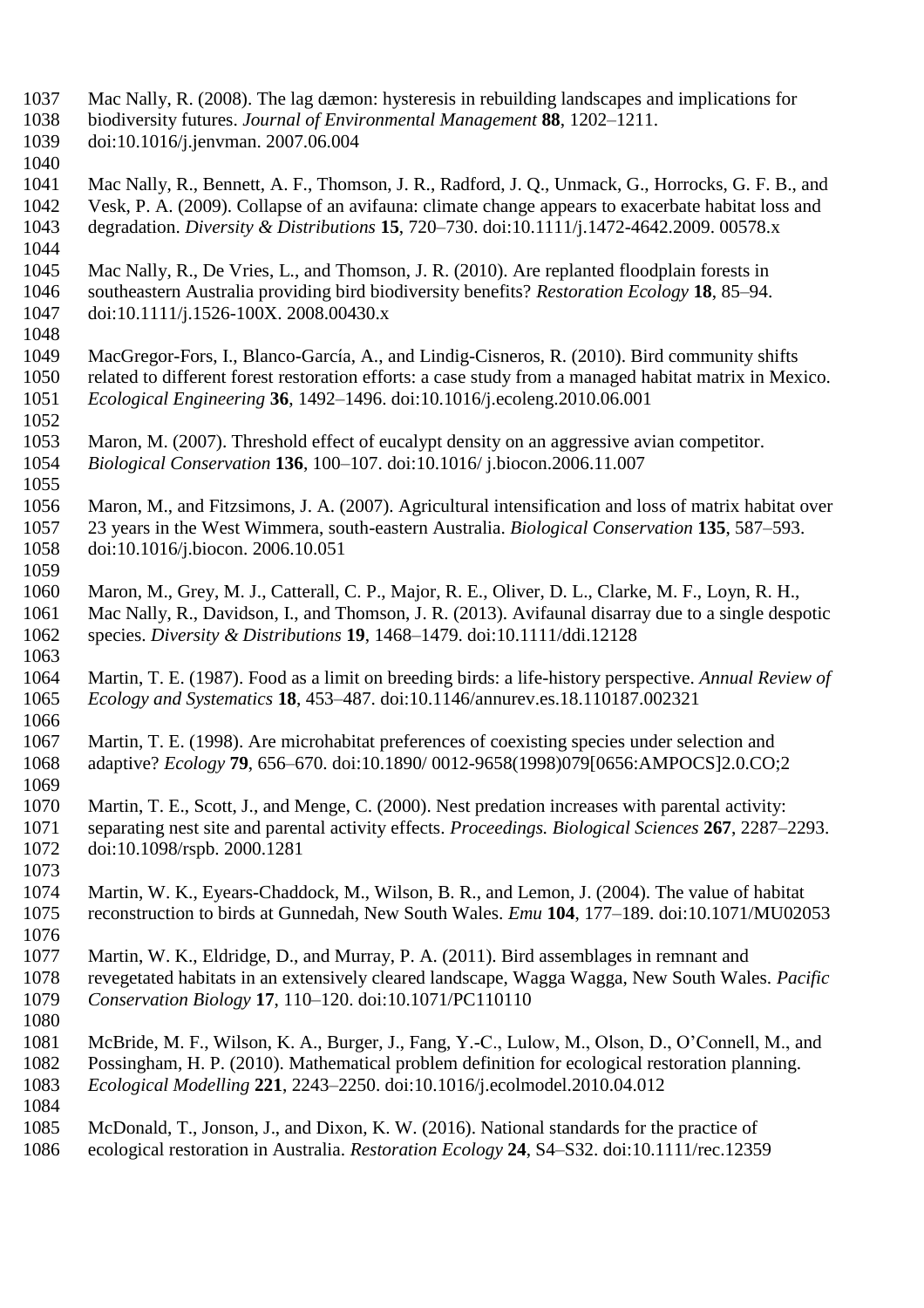Mac Nally, R. (2008). The lag dæmon: hysteresis in rebuilding landscapes and implications for biodiversity futures. *Journal of Environmental Management* **88**, 1202–1211. doi:10.1016/j.jenvman. 2007.06.004

Mac Nally, R., Bennett, A. F., Thomson, J. R., Radford, J. Q., Unmack, G., Horrocks, G. F. B., and Vesk, P. A. (2009). Collapse of an avifauna: climate change appears to exacerbate habitat loss and degradation. *Diversity & Distributions* **15**, 720–730. doi:10.1111/j.1472-4642.2009. 00578.x

Mac Nally, R., De Vries, L., and Thomson, J. R. (2010). Are replanted floodplain forests in southeastern Australia providing bird biodiversity benefits? *Restoration Ecology* **18**, 85–94. doi:10.1111/j.1526-100X. 2008.00430.x

MacGregor-Fors, I., Blanco-García, A., and Lindig-Cisneros, R. (2010). Bird community shifts related to different forest restoration efforts: a case study from a managed habitat matrix in Mexico. *Ecological Engineering* **36**, 1492–1496. doi:10.1016/j.ecoleng.2010.06.001

Maron, M. (2007). Threshold effect of eucalypt density on an aggressive avian competitor. *Biological Conservation* **136**, 100–107. doi:10.1016/ j.biocon.2006.11.007

Maron, M., and Fitzsimons, J. A. (2007). Agricultural intensification and loss of matrix habitat over 23 years in the West Wimmera, south-eastern Australia. *Biological Conservation* **135**, 587–593. doi:10.1016/j.biocon. 2006.10.051

Maron, M., Grey, M. J., Catterall, C. P., Major, R. E., Oliver, D. L., Clarke, M. F., Loyn, R. H., Mac Nally, R., Davidson, I., and Thomson, J. R. (2013). Avifaunal disarray due to a single despotic species. *Diversity & Distributions* **19**, 1468–1479. doi:10.1111/ddi.12128

Martin, T. E. (1987). Food as a limit on breeding birds: a life-history perspective. *Annual Review of Ecology and Systematics* **18**, 453–487. doi:10.1146/annurev.es.18.110187.002321

Martin, T. E. (1998). Are microhabitat preferences of coexisting species under selection and adaptive? *Ecology* **79**, 656–670. doi:10.1890/ 0012-9658(1998)079[0656:AMPOCS]2.0.CO;2

Martin, T. E., Scott, J., and Menge, C. (2000). Nest predation increases with parental activity: separating nest site and parental activity effects. *Proceedings. Biological Sciences* **267**, 2287–2293. doi:10.1098/rspb. 2000.1281

Martin, W. K., Eyears-Chaddock, M., Wilson, B. R., and Lemon, J. (2004). The value of habitat reconstruction to birds at Gunnedah, New South Wales. *Emu* **104**, 177–189. doi:10.1071/MU02053

Martin, W. K., Eldridge, D., and Murray, P. A. (2011). Bird assemblages in remnant and revegetated habitats in an extensively cleared landscape, Wagga Wagga, New South Wales. *Pacific Conservation Biology* **17**, 110–120. doi:10.1071/PC110110

McBride, M. F., Wilson, K. A., Burger, J., Fang, Y.-C., Lulow, M., Olson, D., O'Connell, M., and Possingham, H. P. (2010). Mathematical problem definition for ecological restoration planning. *Ecological Modelling* **221**, 2243–2250. doi:10.1016/j.ecolmodel.2010.04.012

McDonald, T., Jonson, J., and Dixon, K. W. (2016). National standards for the practice of ecological restoration in Australia. *Restoration Ecology* **24**, S4–S32. doi:10.1111/rec.12359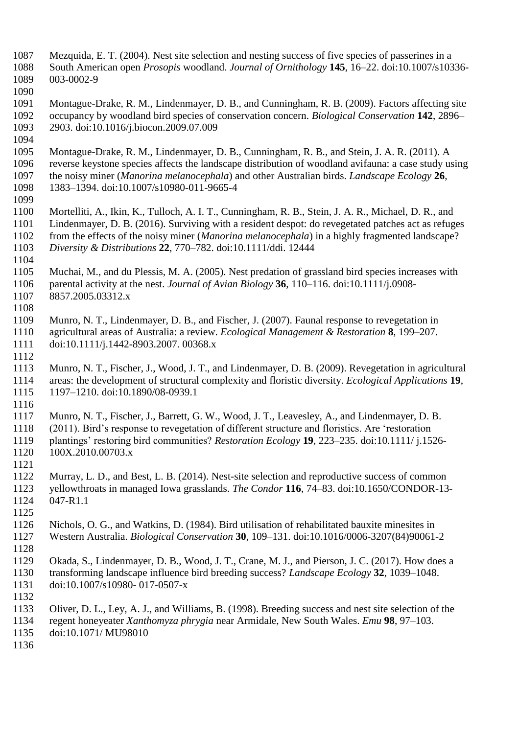Mezquida, E. T. (2004). Nest site selection and nesting success of five species of passerines in a South American open *Prosopis* woodland. *Journal of Ornithology* **145**, 16–22. doi:10.1007/s10336-003-0002-9

Montague-Drake, R. M., Lindenmayer, D. B., and Cunningham, R. B. (2009). Factors affecting site occupancy by woodland bird species of conservation concern. *Biological Conservation* **142**, 2896–2903. doi:10.1016/j.biocon.2009.07.009

Montague-Drake, R. M., Lindenmayer, D. B., Cunningham, R. B., and Stein, J. A. R. (2011). A reverse keystone species affects the landscape distribution of woodland avifauna: a case study using the noisy miner (*Manorina melanocephala*) and other Australian birds. *Landscape Ecology* **26**, 1383–1394. doi:10.1007/s10980-011-9665-4

Mortelliti, A., Ikin, K., Tulloch, A. I. T., Cunningham, R. B., Stein, J. A. R., Michael, D. R., and Lindenmayer, D. B. (2016). Surviving with a resident despot: do revegetated patches act as refuges from the effects of the noisy miner (*Manorina melanocephala*) in a highly fragmented landscape? *Diversity & Distributions* **22**, 770–782. doi:10.1111/ddi. 12444

Muchai, M., and du Plessis, M. A. (2005). Nest predation of grassland bird species increases with parental activity at the nest. *Journal of Avian Biology* **36**, 110–116. doi:10.1111/j.0908-8857.2005.03312.x

Munro, N. T., Lindenmayer, D. B., and Fischer, J. (2007). Faunal response to revegetation in agricultural areas of Australia: a review. *Ecological Management & Restoration* **8**, 199–207. doi:10.1111/j.1442-8903.2007. 00368.x

Munro, N. T., Fischer, J., Wood, J. T., and Lindenmayer, D. B. (2009). Revegetation in agricultural areas: the development of structural complexity and floristic diversity. *Ecological Applications* **19**, 1197–1210. doi:10.1890/08-0939.1

Munro, N. T., Fischer, J., Barrett, G. W., Wood, J. T., Leavesley, A., and Lindenmayer, D. B. (2011). Bird's response to revegetation of different structure and floristics. Are 'restoration plantings' restoring bird communities? *Restoration Ecology* **19**, 223–235. doi:10.1111/ j.1526-100X.2010.00703.x

Murray, L. D., and Best, L. B. (2014). Nest-site selection and reproductive success of common yellowthroats in managed Iowa grasslands. *The Condor* **116**, 74–83. doi:10.1650/CONDOR-13-047-R1.1

Nichols, O. G., and Watkins, D. (1984). Bird utilisation of rehabilitated bauxite minesites in Western Australia. *Biological Conservation* **30**, 109–131. doi:10.1016/0006-3207(84)90061-2

Okada, S., Lindenmayer, D. B., Wood, J. T., Crane, M. J., and Pierson, J. C. (2017). How does a transforming landscape influence bird breeding success? *Landscape Ecology* **32**, 1039–1048. doi:10.1007/s10980- 017-0507-x

Oliver, D. L., Ley, A. J., and Williams, B. (1998). Breeding success and nest site selection of the regent honeyeater *Xanthomyza phrygia* near Armidale, New South Wales. *Emu* **98**, 97–103. doi:10.1071/ MU98010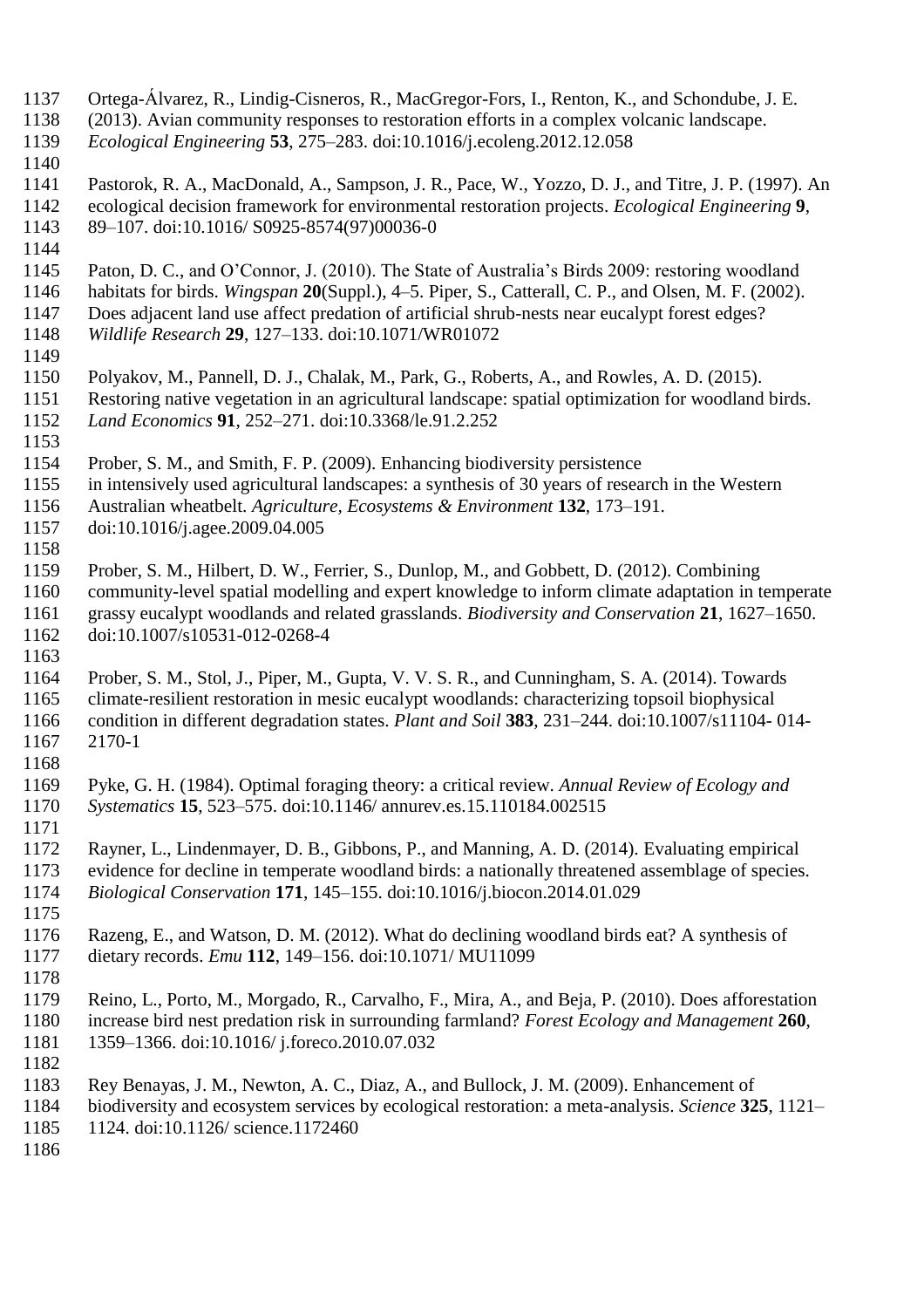Ortega-Álvarez, R., Lindig-Cisneros, R., MacGregor-Fors, I., Renton, K., and Schondube, J. E. (2013). Avian community responses to restoration efforts in a complex volcanic landscape. *Ecological Engineering* **53**, 275–283. doi:10.1016/j.ecoleng.2012.12.058

Pastorok, R. A., MacDonald, A., Sampson, J. R., Pace, W., Yozzo, D. J., and Titre, J. P. (1997). An ecological decision framework for environmental restoration projects. *Ecological Engineering* **9**, 89–107. doi:10.1016/ S0925-8574(97)00036-0

Paton, D. C., and O'Connor, J. (2010). The State of Australia's Birds 2009: restoring woodland habitats for birds. *Wingspan* **20**(Suppl.), 4–5. Piper, S., Catterall, C. P., and Olsen, M. F. (2002). Does adjacent land use affect predation of artificial shrub-nests near eucalypt forest edges? *Wildlife Research* **29**, 127–133. doi:10.1071/WR01072

Polyakov, M., Pannell, D. J., Chalak, M., Park, G., Roberts, A., and Rowles, A. D. (2015). Restoring native vegetation in an agricultural landscape: spatial optimization for woodland birds. *Land Economics* **91**, 252–271. doi:10.3368/le.91.2.252

Prober, S. M., and Smith, F. P. (2009). Enhancing biodiversity persistence in intensively used agricultural landscapes: a synthesis of 30 years of research in the Western Australian wheatbelt. *Agriculture, Ecosystems & Environment* **132**, 173–191. doi:10.1016/j.agee.2009.04.005

Prober, S. M., Hilbert, D. W., Ferrier, S., Dunlop, M., and Gobbett, D. (2012). Combining community-level spatial modelling and expert knowledge to inform climate adaptation in temperate grassy eucalypt woodlands and related grasslands. *Biodiversity and Conservation* **21**, 1627–1650. doi:10.1007/s10531-012-0268-4

Prober, S. M., Stol, J., Piper, M., Gupta, V. V. S. R., and Cunningham, S. A. (2014). Towards climate-resilient restoration in mesic eucalypt woodlands: characterizing topsoil biophysical condition in different degradation states. *Plant and Soil* **383**, 231–244. doi:10.1007/s11104- 014-2170-1

Pyke, G. H. (1984). Optimal foraging theory: a critical review. *Annual Review of Ecology and Systematics* **15**, 523–575. doi:10.1146/ annurev.es.15.110184.002515

Rayner, L., Lindenmayer, D. B., Gibbons, P., and Manning, A. D. (2014). Evaluating empirical evidence for decline in temperate woodland birds: a nationally threatened assemblage of species. *Biological Conservation* **171**, 145–155. doi:10.1016/j.biocon.2014.01.029

Razeng, E., and Watson, D. M. (2012). What do declining woodland birds eat? A synthesis of dietary records. *Emu* **112**, 149–156. doi:10.1071/ MU11099

Reino, L., Porto, M., Morgado, R., Carvalho, F., Mira, A., and Beja, P. (2010). Does afforestation increase bird nest predation risk in surrounding farmland? *Forest Ecology and Management* **260**, 1359–1366. doi:10.1016/ j.foreco.2010.07.032

Rey Benayas, J. M., Newton, A. C., Diaz, A., and Bullock, J. M. (2009). Enhancement of biodiversity and ecosystem services by ecological restoration: a meta-analysis. *Science* **325**, 1121–1124. doi:10.1126/ science.1172460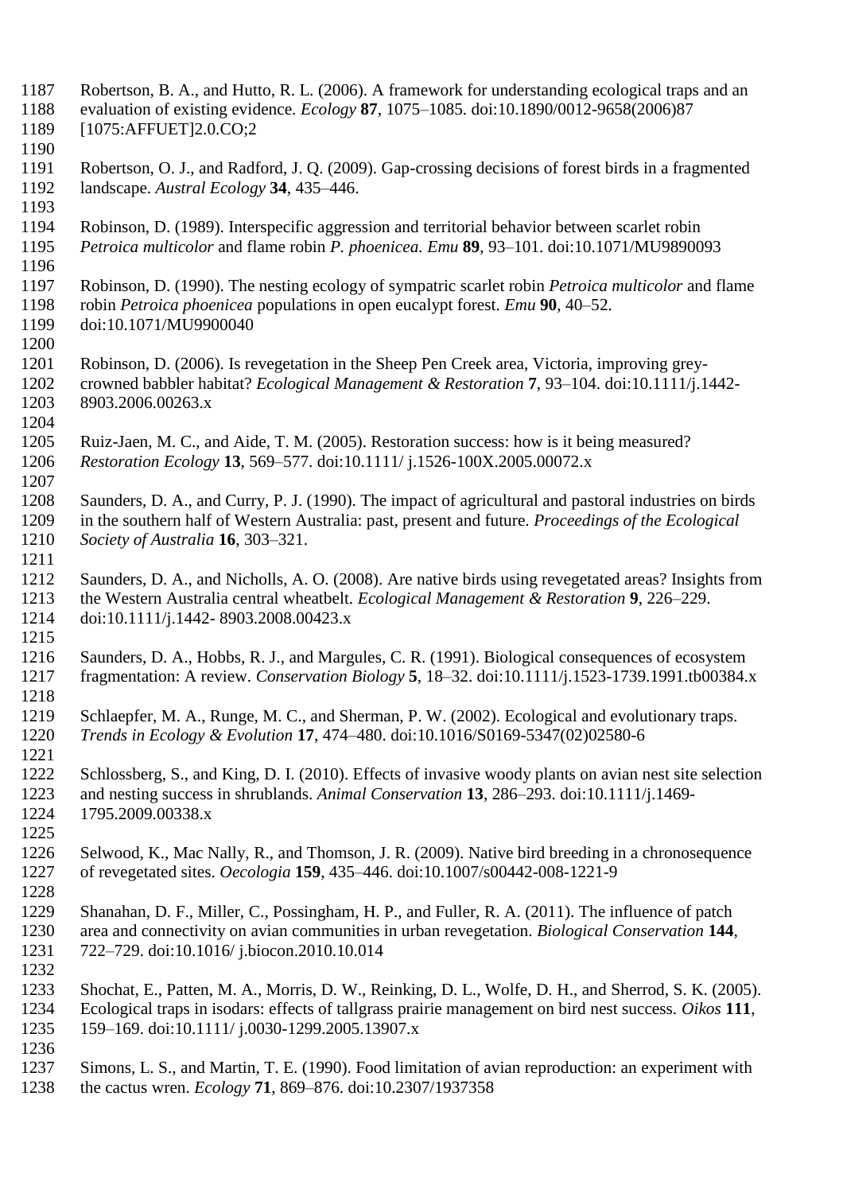Robertson, B. A., and Hutto, R. L. (2006). A framework for understanding ecological traps and an evaluation of existing evidence. *Ecology* **87**, 1075–1085. doi:10.1890/0012-9658(2006)87 [1075:AFFUET]2.0.CO;2

Robertson, O. J., and Radford, J. Q. (2009). Gap-crossing decisions of forest birds in a fragmented landscape. *Austral Ecology* **34**, 435–446.

Robinson, D. (1989). Interspecific aggression and territorial behavior between scarlet robin *Petroica multicolor* and flame robin *P. phoenicea. Emu* **89**, 93–101. doi:10.1071/MU9890093

Robinson, D. (1990). The nesting ecology of sympatric scarlet robin *Petroica multicolor* and flame robin *Petroica phoenicea* populations in open eucalypt forest. *Emu* **90**, 40–52. doi:10.1071/MU9900040

Robinson, D. (2006). Is revegetation in the Sheep Pen Creek area, Victoria, improving grey-crowned babbler habitat? *Ecological Management & Restoration* **7**, 93–104. doi:10.1111/j.1442-8903.2006.00263.x

Ruiz-Jaen, M. C., and Aide, T. M. (2005). Restoration success: how is it being measured? *Restoration Ecology* **13**, 569–577. doi:10.1111/ j.1526-100X.2005.00072.x

Saunders, D. A., and Curry, P. J. (1990). The impact of agricultural and pastoral industries on birds in the southern half of Western Australia: past, present and future. *Proceedings of the Ecological Society of Australia* **16**, 303–321.

Saunders, D. A., and Nicholls, A. O. (2008). Are native birds using revegetated areas? Insights from the Western Australia central wheatbelt. *Ecological Management & Restoration* **9**, 226–229. doi:10.1111/j.1442- 8903.2008.00423.x

Saunders, D. A., Hobbs, R. J., and Margules, C. R. (1991). Biological consequences of ecosystem fragmentation: A review. *Conservation Biology* **5**, 18–32. doi:10.1111/j.1523-1739.1991.tb00384.x

Schlaepfer, M. A., Runge, M. C., and Sherman, P. W. (2002). Ecological and evolutionary traps. *Trends in Ecology & Evolution* **17**, 474–480. doi:10.1016/S0169-5347(02)02580-6

Schlossberg, S., and King, D. I. (2010). Effects of invasive woody plants on avian nest site selection and nesting success in shrublands. *Animal Conservation* **13**, 286–293. doi:10.1111/j.1469-1795.2009.00338.x

Selwood, K., Mac Nally, R., and Thomson, J. R. (2009). Native bird breeding in a chronosequence of revegetated sites. *Oecologia* **159**, 435–446. doi:10.1007/s00442-008-1221-9

Shanahan, D. F., Miller, C., Possingham, H. P., and Fuller, R. A. (2011). The influence of patch area and connectivity on avian communities in urban revegetation. *Biological Conservation* **144**, 722–729. doi:10.1016/ j.biocon.2010.10.014

Shochat, E., Patten, M. A., Morris, D. W., Reinking, D. L., Wolfe, D. H., and Sherrod, S. K. (2005). Ecological traps in isodars: effects of tallgrass prairie management on bird nest success. *Oikos* **111**, 159–169. doi:10.1111/ j.0030-1299.2005.13907.x

Simons, L. S., and Martin, T. E. (1990). Food limitation of avian reproduction: an experiment with the cactus wren. *Ecology* **71**, 869–876. doi:10.2307/1937358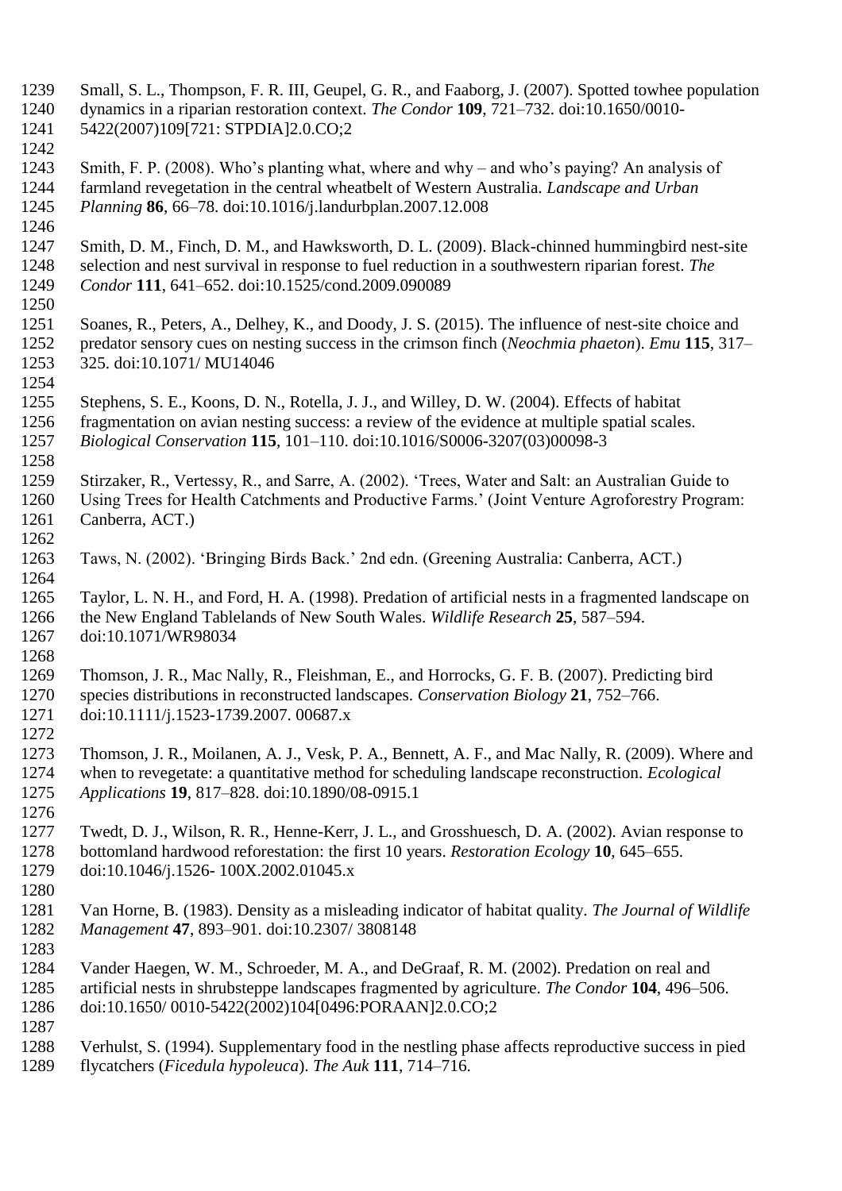Small, S. L., Thompson, F. R. III, Geupel, G. R., and Faaborg, J. (2007). Spotted towhee population dynamics in a riparian restoration context. *The Condor* **109**, 721–732. doi:10.1650/0010-5422(2007)109[721: STPDIA]2.0.CO;2

Smith, F. P. (2008). Who's planting what, where and why – and who's paying? An analysis of farmland revegetation in the central wheatbelt of Western Australia. *Landscape and Urban Planning* **86**, 66–78. doi:10.1016/j.landurbplan.2007.12.008

Smith, D. M., Finch, D. M., and Hawksworth, D. L. (2009). Black-chinned hummingbird nest-site selection and nest survival in response to fuel reduction in a southwestern riparian forest. *The Condor* **111**, 641–652. doi:10.1525/cond.2009.090089

Soanes, R., Peters, A., Delhey, K., and Doody, J. S. (2015). The influence of nest-site choice and predator sensory cues on nesting success in the crimson finch (*Neochmia phaeton*). *Emu* **115**, 317–325. doi:10.1071/ MU14046

Stephens, S. E., Koons, D. N., Rotella, J. J., and Willey, D. W. (2004). Effects of habitat fragmentation on avian nesting success: a review of the evidence at multiple spatial scales. *Biological Conservation* **115**, 101–110. doi:10.1016/S0006-3207(03)00098-3

Stirzaker, R., Vertessy, R., and Sarre, A. (2002). 'Trees, Water and Salt: an Australian Guide to Using Trees for Health Catchments and Productive Farms.' (Joint Venture Agroforestry Program: Canberra, ACT.)

Taws, N. (2002). 'Bringing Birds Back.' 2nd edn. (Greening Australia: Canberra, ACT.)

Taylor, L. N. H., and Ford, H. A. (1998). Predation of artificial nests in a fragmented landscape on the New England Tablelands of New South Wales. *Wildlife Research* **25**, 587–594. doi:10.1071/WR98034

Thomson, J. R., Mac Nally, R., Fleishman, E., and Horrocks, G. F. B. (2007). Predicting bird species distributions in reconstructed landscapes. *Conservation Biology* **21**, 752–766. doi:10.1111/j.1523-1739.2007. 00687.x

Thomson, J. R., Moilanen, A. J., Vesk, P. A., Bennett, A. F., and Mac Nally, R. (2009). Where and when to revegetate: a quantitative method for scheduling landscape reconstruction. *Ecological Applications* **19**, 817–828. doi:10.1890/08-0915.1

Twedt, D. J., Wilson, R. R., Henne-Kerr, J. L., and Grosshuesch, D. A. (2002). Avian response to bottomland hardwood reforestation: the first 10 years. *Restoration Ecology* **10**, 645–655. doi:10.1046/j.1526- 100X.2002.01045.x

Van Horne, B. (1983). Density as a misleading indicator of habitat quality. *The Journal of Wildlife Management* **47**, 893–901. doi:10.2307/ 3808148

Vander Haegen, W. M., Schroeder, M. A., and DeGraaf, R. M. (2002). Predation on real and artificial nests in shrubsteppe landscapes fragmented by agriculture. *The Condor* **104**, 496–506. doi:10.1650/ 0010-5422(2002)104[0496:PORAAN]2.0.CO;2

Verhulst, S. (1994). Supplementary food in the nestling phase affects reproductive success in pied flycatchers (*Ficedula hypoleuca*). *The Auk* **111**, 714–716.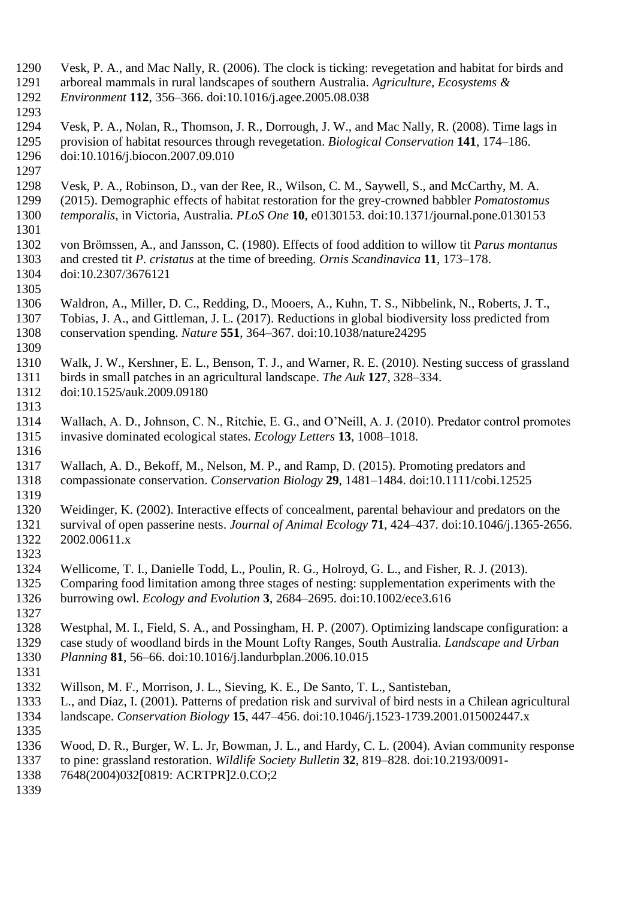Vesk, P. A., and Mac Nally, R. (2006). The clock is ticking: revegetation and habitat for birds and arboreal mammals in rural landscapes of southern Australia. *Agriculture, Ecosystems & Environment* **112**, 356–366. doi:10.1016/j.agee.2005.08.038

Vesk, P. A., Nolan, R., Thomson, J. R., Dorrough, J. W., and Mac Nally, R. (2008). Time lags in provision of habitat resources through revegetation. *Biological Conservation* **141**, 174–186. doi:10.1016/j.biocon.2007.09.010

Vesk, P. A., Robinson, D., van der Ree, R., Wilson, C. M., Saywell, S., and McCarthy, M. A. (2015). Demographic effects of habitat restoration for the grey-crowned babbler *Pomatostomus temporalis*, in Victoria, Australia. *PLoS One* **10**, e0130153. doi:10.1371/journal.pone.0130153

von Brömssen, A., and Jansson, C. (1980). Effects of food addition to willow tit *Parus montanus* and crested tit *P. cristatus* at the time of breeding. *Ornis Scandinavica* **11**, 173–178. doi:10.2307/3676121

Waldron, A., Miller, D. C., Redding, D., Mooers, A., Kuhn, T. S., Nibbelink, N., Roberts, J. T., Tobias, J. A., and Gittleman, J. L. (2017). Reductions in global biodiversity loss predicted from conservation spending. *Nature* **551**, 364–367. doi:10.1038/nature24295

Walk, J. W., Kershner, E. L., Benson, T. J., and Warner, R. E. (2010). Nesting success of grassland birds in small patches in an agricultural landscape. *The Auk* **127**, 328–334. doi:10.1525/auk.2009.09180

Wallach, A. D., Johnson, C. N., Ritchie, E. G., and O'Neill, A. J. (2010). Predator control promotes invasive dominated ecological states. *Ecology Letters* **13**, 1008–1018.

Wallach, A. D., Bekoff, M., Nelson, M. P., and Ramp, D. (2015). Promoting predators and compassionate conservation. *Conservation Biology* **29**, 1481–1484. doi:10.1111/cobi.12525

Weidinger, K. (2002). Interactive effects of concealment, parental behaviour and predators on the survival of open passerine nests. *Journal of Animal Ecology* **71**, 424–437. doi:10.1046/j.1365-2656.2002.00611.x

Wellicome, T. I., Danielle Todd, L., Poulin, R. G., Holroyd, G. L., and Fisher, R. J. (2013). Comparing food limitation among three stages of nesting: supplementation experiments with the burrowing owl. *Ecology and Evolution* **3**, 2684–2695. doi:10.1002/ece3.616

Westphal, M. I., Field, S. A., and Possingham, H. P. (2007). Optimizing landscape configuration: a case study of woodland birds in the Mount Lofty Ranges, South Australia. *Landscape and Urban Planning* **81**, 56–66. doi:10.1016/j.landurbplan.2006.10.015

Willson, M. F., Morrison, J. L., Sieving, K. E., De Santo, T. L., Santisteban, L., and Díaz, I. (2001). Patterns of predation risk and survival of bird nests in a Chilean agricultural landscape. *Conservation Biology* **15**, 447–456. doi:10.1046/j.1523-1739.2001.015002447.x

Wood, D. R., Burger, W. L. Jr, Bowman, J. L., and Hardy, C. L. (2004). Avian community response to pine: grassland restoration. *Wildlife Society Bulletin* **32**, 819–828. doi:10.2193/0091-7648(2004)032[0819: ACRTPR]2.0.CO;2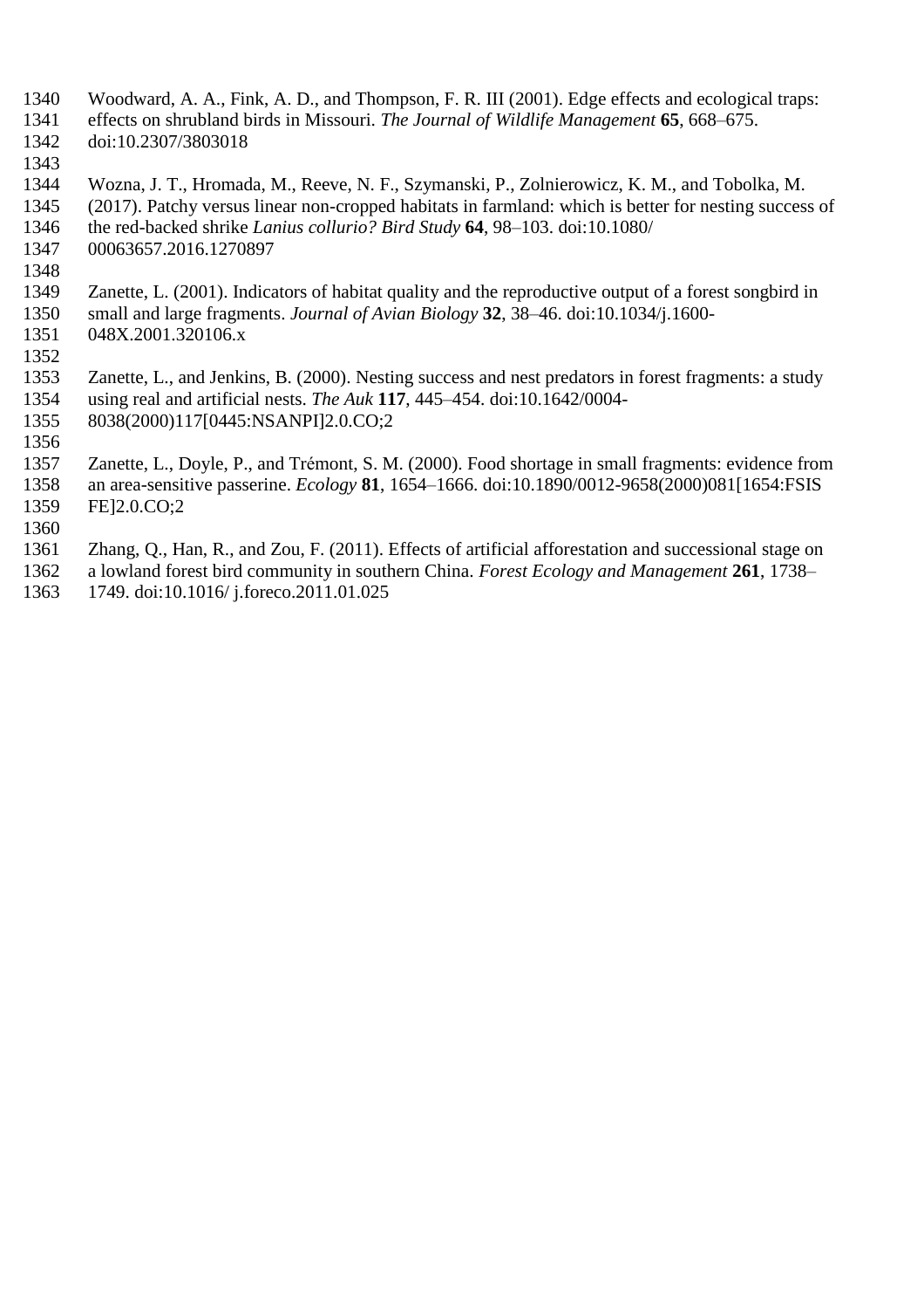Woodward, A. A., Fink, A. D., and Thompson, F. R. III (2001). Edge effects and ecological traps: effects on shrubland birds in Missouri. *The Journal of Wildlife Management* **65**, 668–675. doi:10.2307/3803018

Wozna, J. T., Hromada, M., Reeve, N. F., Szymanski, P., Zolnierowicz, K. M., and Tobolka, M. (2017). Patchy versus linear non-cropped habitats in farmland: which is better for nesting success of the red-backed shrike *Lanius collurio? Bird Study* **64**, 98–103. doi:10.1080/ 00063657.2016.1270897

Zanette, L. (2001). Indicators of habitat quality and the reproductive output of a forest songbird in small and large fragments. *Journal of Avian Biology* **32**, 38–46. doi:10.1034/j.1600-048X.2001.320106.x

Zanette, L., and Jenkins, B. (2000). Nesting success and nest predators in forest fragments: a study using real and artificial nests. *The Auk* **117**, 445–454. doi:10.1642/0004-8038(2000)117[0445:NSANPI]2.0.CO;2

Zanette, L., Doyle, P., and Trémont, S. M. (2000). Food shortage in small fragments: evidence from an area-sensitive passerine. *Ecology* **81**, 1654–1666. doi:10.1890/0012-9658(2000)081[1654:FSISFE]2.0.CO;2

Zhang, Q., Han, R., and Zou, F. (2011). Effects of artificial afforestation and successional stage on a lowland forest bird community in southern China. *Forest Ecology and Management* **261**, 1738–1749. doi:10.1016/ j.foreco.2011.01.025